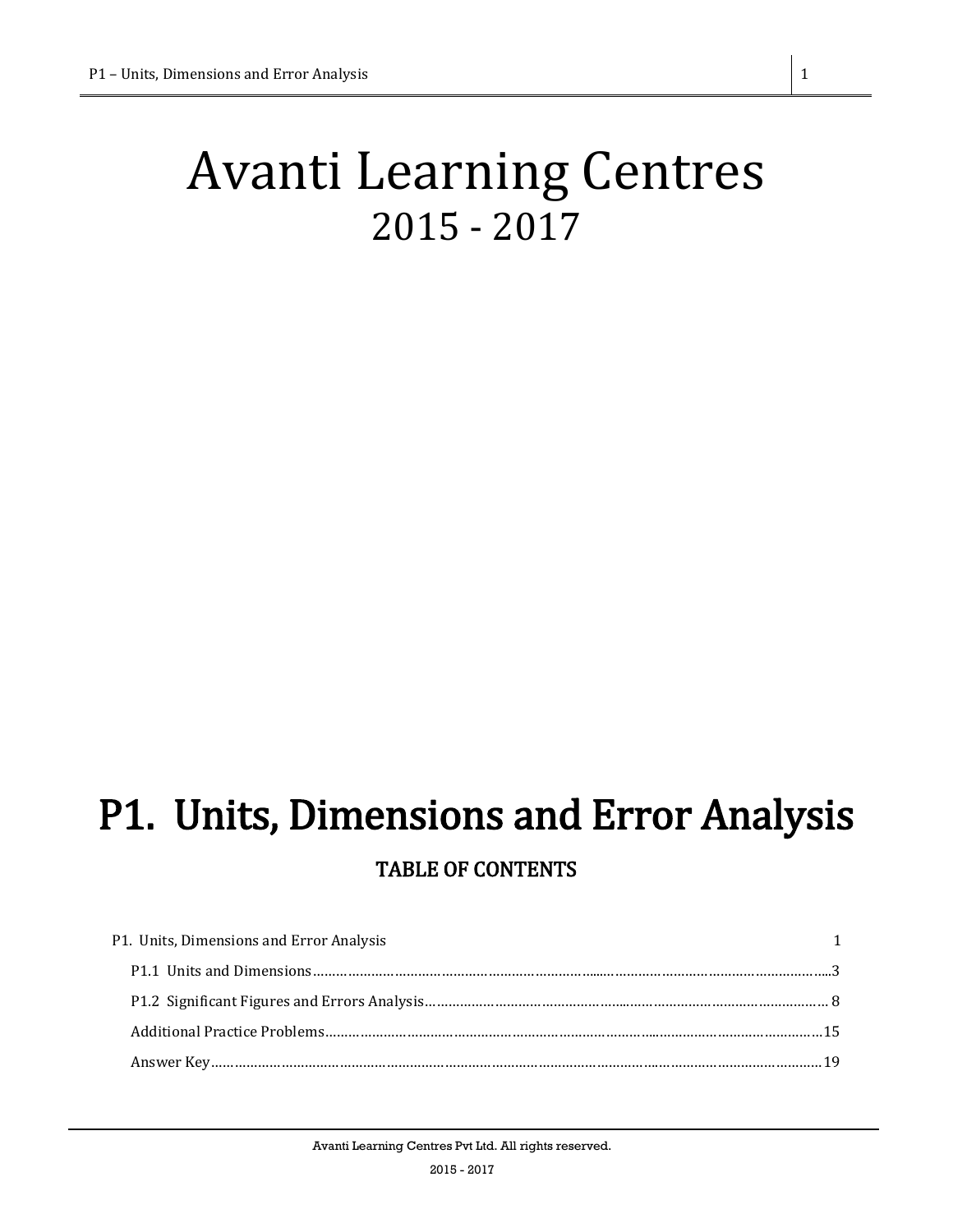# Avanti Learning Centres
## 2015 - 2017

# P1. Units, Dimensions and Error Analysis

## TABLE OF CONTENTS

P1. Units, Dimensions and Error Analysis 1

- P1.1 Units and Dimensions....3
- P1.2 Significant Figures and Errors Analysis.... 8
- Additional Practice Problems....15
- Answer Key....19

Avanti Learning Centres Pvt Ltd. All rights reserved.

2015 - 2017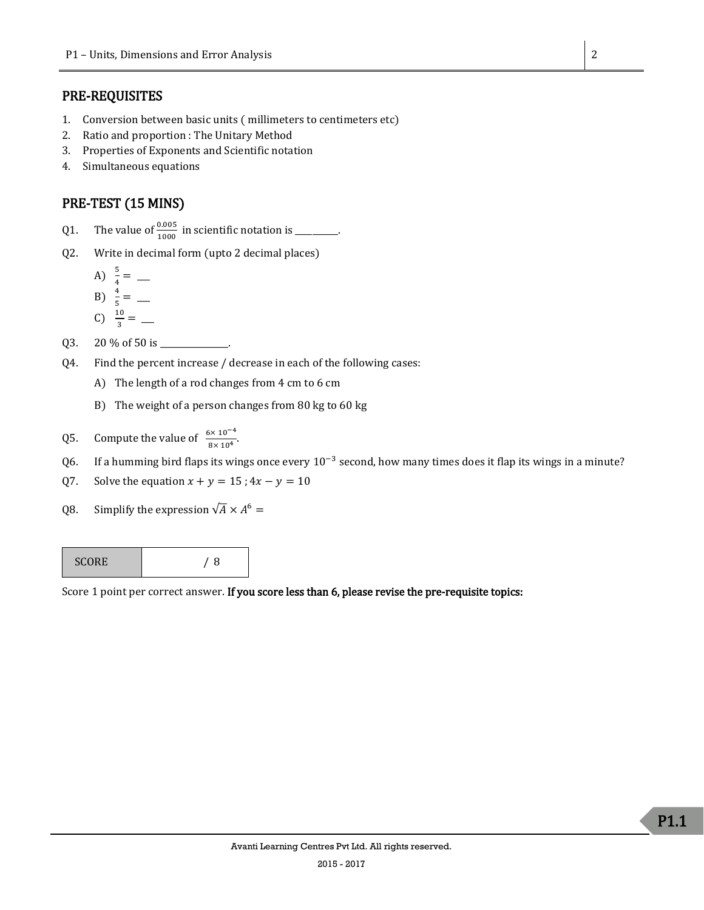## PRE-REQUISITES

1. Conversion between basic units ( millimeters to centimeters etc)
2. Ratio and proportion : The Unitary Method
3. Properties of Exponents and Scientific notation
4. Simultaneous equations

## PRE-TEST (15 MINS)

Q1. The value of $\frac{0.005}{1000}$ in scientific notation is __________.

Q2. Write in decimal form (upto 2 decimal places)

A) $\frac{5}{4} =$ ___

B) $\frac{4}{5} =$ ___

C) $\frac{10}{3} =$ ___

Q3. 20 % of 50 is ______________.

Q4. Find the percent increase / decrease in each of the following cases:

A) The length of a rod changes from 4 cm to 6 cm

B) The weight of a person changes from 80 kg to 60 kg

Q5. Compute the value of $\frac{6\times 10^{-4}}{8\times 10^{4}}$.

Q6. If a humming bird flaps its wings once every $10^{-3}$ second, how many times does it flap its wings in a minute?

Q7. Solve the equation $x + y = 15$ ; $4x - y = 10$

Q8. Simplify the expression $\sqrt{A} \times A^6 =$

| SCORE | / 8 |
|---|---|

Score 1 point per correct answer. **If you score less than 6, please revise the pre-requisite topics:**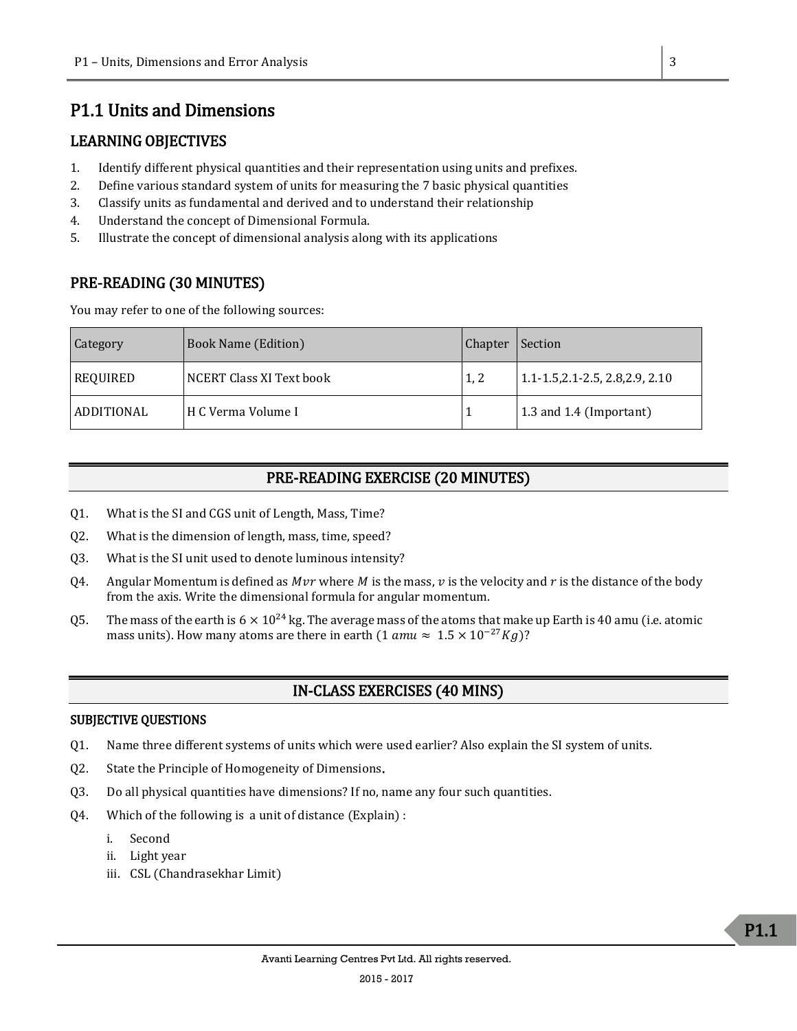# P1.1 Units and Dimensions

## LEARNING OBJECTIVES

1. Identify different physical quantities and their representation using units and prefixes.
2. Define various standard system of units for measuring the 7 basic physical quantities
3. Classify units as fundamental and derived and to understand their relationship
4. Understand the concept of Dimensional Formula.
5. Illustrate the concept of dimensional analysis along with its applications

## PRE-READING (30 MINUTES)

You may refer to one of the following sources:

| Category | Book Name (Edition) | Chapter | Section |
|---|---|---|---|
| REQUIRED | NCERT Class XI Text book | 1, 2 | 1.1-1.5,2.1-2.5, 2.8,2.9, 2.10 |
| ADDITIONAL | H C Verma Volume I | 1 | 1.3 and 1.4 (Important) |

## PRE-READING EXERCISE (20 MINUTES)

Q1. What is the SI and CGS unit of Length, Mass, Time?

Q2. What is the dimension of length, mass, time, speed?

Q3. What is the SI unit used to denote luminous intensity?

Q4. Angular Momentum is defined as $Mvr$ where $M$ is the mass, $v$ is the velocity and $r$ is the distance of the body from the axis. Write the dimensional formula for angular momentum.

Q5. The mass of the earth is $6 \times 10^{24}$ kg. The average mass of the atoms that make up Earth is 40 amu (i.e. atomic mass units). How many atoms are there in earth ($1\ amu \approx\ 1.5 \times 10^{-27} Kg$)?

## IN-CLASS EXERCISES (40 MINS)

### SUBJECTIVE QUESTIONS

Q1. Name three different systems of units which were used earlier? Also explain the SI system of units.

Q2. State the Principle of Homogeneity of Dimensions.

Q3. Do all physical quantities have dimensions? If no, name any four such quantities.

Q4. Which of the following is a unit of distance (Explain) :

i. Second
ii. Light year
iii. CSL (Chandrasekhar Limit)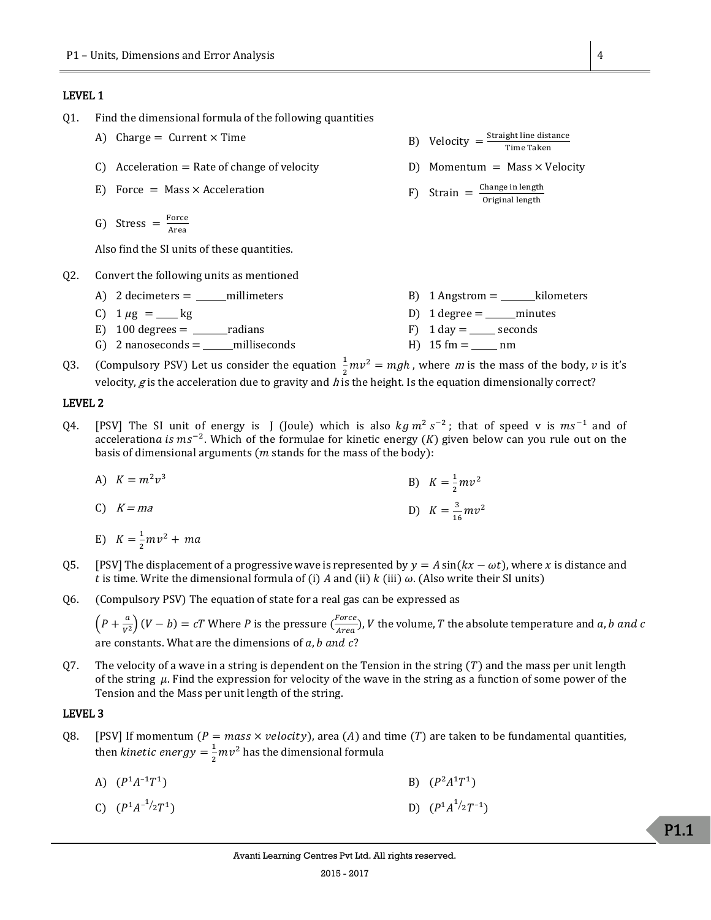## LEVEL 1

Q1. Find the dimensional formula of the following quantities

A) Charge = Current × Time

B) Velocity $= \frac{\text{Straight line distance}}{\text{Time Taken}}$

C) Acceleration = Rate of change of velocity

D) Momentum = Mass × Velocity

E) Force = Mass × Acceleration

F) Strain $= \frac{\text{Change in length}}{\text{Original length}}$

G) Stress $= \frac{\text{Force}}{\text{Area}}$

Also find the SI units of these quantities.

Q2. Convert the following units as mentioned

A) 2 decimeters = _______millimeters

B) 1 Angstrom = ________kilometers

C) 1 $\mu$g = _____ kg

D) 1 degree = _______minutes

E) 100 degrees = ________radians

F) 1 day = ______ seconds

G) 2 nanoseconds = _______milliseconds

H) 15 fm = ______ nm

Q3. (Compulsory PSV) Let us consider the equation $\frac{1}{2}mv^2 = mgh$, where $m$ is the mass of the body, $v$ is it's velocity, $g$ is the acceleration due to gravity and $h$ is the height. Is the equation dimensionally correct?

## LEVEL 2

Q4. [PSV] The SI unit of energy is J (Joule) which is also $kg\, m^2\, s^{-2}$; that of speed v is $ms^{-1}$ and of acceleration$a$ $is$ $ms^{-2}$. Which of the formulae for kinetic energy ($K$) given below can you rule out on the basis of dimensional arguments ($m$ stands for the mass of the body):

A) $K = m^2v^3$

B) $K = \frac{1}{2}mv^2$

C) $K = ma$

D) $K = \frac{3}{16}mv^2$

E) $K = \frac{1}{2}mv^2 + ma$

Q5. [PSV] The displacement of a progressive wave is represented by $y = A\sin(kx - \omega t)$, where $x$ is distance and $t$ is time. Write the dimensional formula of (i) $A$ and (ii) $k$ (iii) $\omega$. (Also write their SI units)

Q6. (Compulsory PSV) The equation of state for a real gas can be expressed as

$\left(P + \frac{a}{V^2}\right)(V - b) = cT$ Where $P$ is the pressure ($\frac{Force}{Area}$), $V$ the volume, $T$ the absolute temperature and $a, b$ $and$ $c$ are constants. What are the dimensions of $a, b$ $and$ $c$?

Q7. The velocity of a wave in a string is dependent on the Tension in the string ($T$) and the mass per unit length of the string $\mu$. Find the expression for velocity of the wave in the string as a function of some power of the Tension and the Mass per unit length of the string.

## LEVEL 3

Q8. [PSV] If momentum ($P = mass \times velocity$), area ($A$) and time ($T$) are taken to be fundamental quantities, then $kinetic\ energy = \frac{1}{2}mv^2$ has the dimensional formula

A) $(P^1A^{-1}T^1)$

B) $(P^2A^1T^1)$

C) $(P^1A^{-1/2}T^1)$

D) $(P^1A^{1/2}T^{-1})$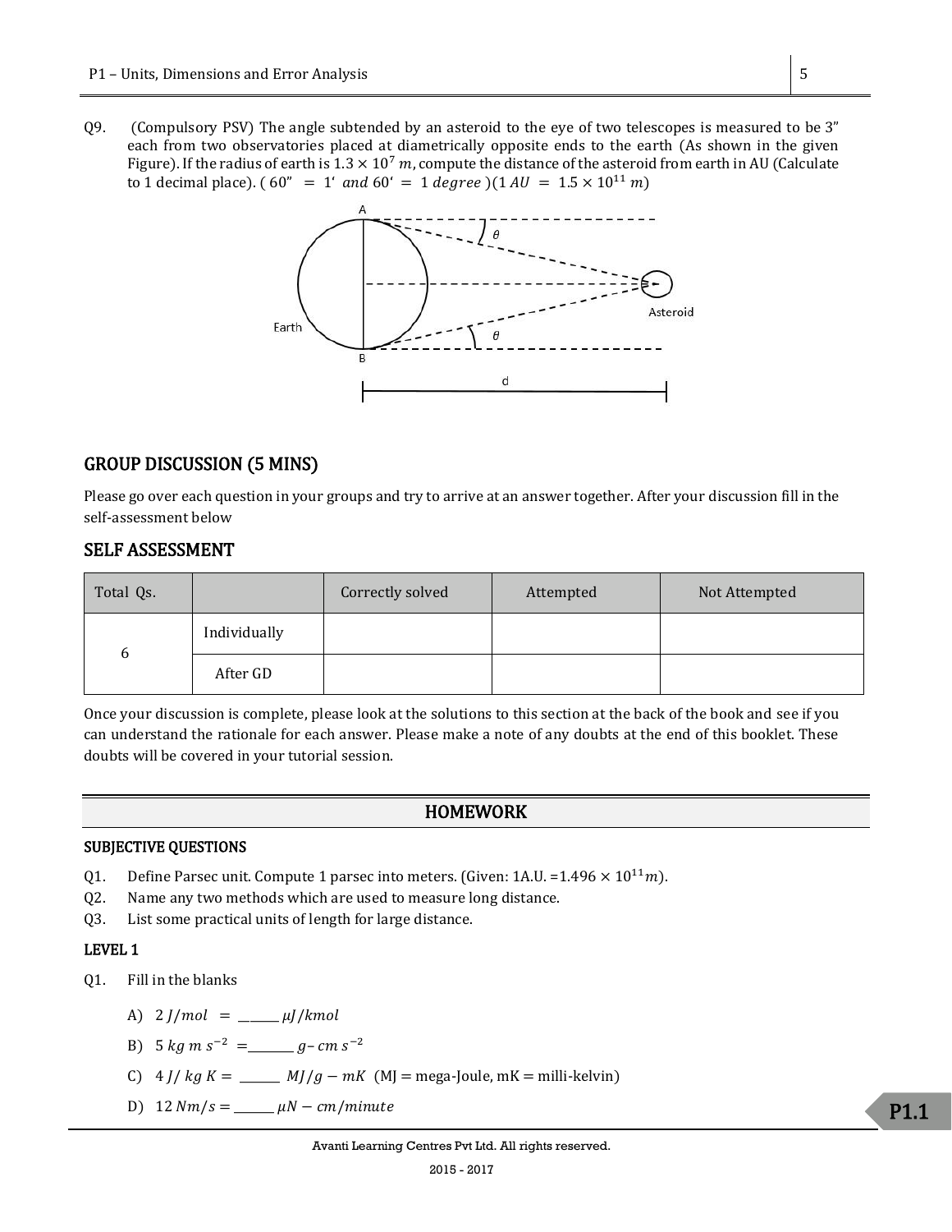Q9. (Compulsory PSV) The angle subtended by an asteroid to the eye of two telescopes is measured to be 3" each from two observatories placed at diametrically opposite ends to the earth (As shown in the given Figure). If the radius of earth is $1.3 \times 10^7\ m$, compute the distance of the asteroid from earth in AU (Calculate to 1 decimal place). ( $60'' = 1'$ *and* $60' = 1$ *degree* )($1\ AU = 1.5 \times 10^{11}\ m$)

## GROUP DISCUSSION (5 MINS)

Please go over each question in your groups and try to arrive at an answer together. After your discussion fill in the self-assessment below

## SELF ASSESSMENT

| Total Qs. | | Correctly solved | Attempted | Not Attempted |
|---|---|---|---|---|
| 6 | Individually | | | |
| | After GD | | | |

Once your discussion is complete, please look at the solutions to this section at the back of the book and see if you can understand the rationale for each answer. Please make a note of any doubts at the end of this booklet. These doubts will be covered in your tutorial session.

## HOMEWORK

### SUBJECTIVE QUESTIONS

Q1. Define Parsec unit. Compute 1 parsec into meters. (Given: 1A.U. =$1.496 \times 10^{11} m$).

Q2. Name any two methods which are used to measure long distance.

Q3. List some practical units of length for large distance.

### LEVEL 1

Q1. Fill in the blanks

A) $2\ J/mol$ = ______ $\mu J/kmol$

B) $5\ kg\ m\ s^{-2}$ = ________ $g-cm\ s^{-2}$

C) $4\ J/\ kg\ K$ = ______ $MJ/g - mK$ (MJ = mega-Joule, mK = milli-kelvin)

D) $12\ Nm/s$ = ______ $\mu N - cm/minute$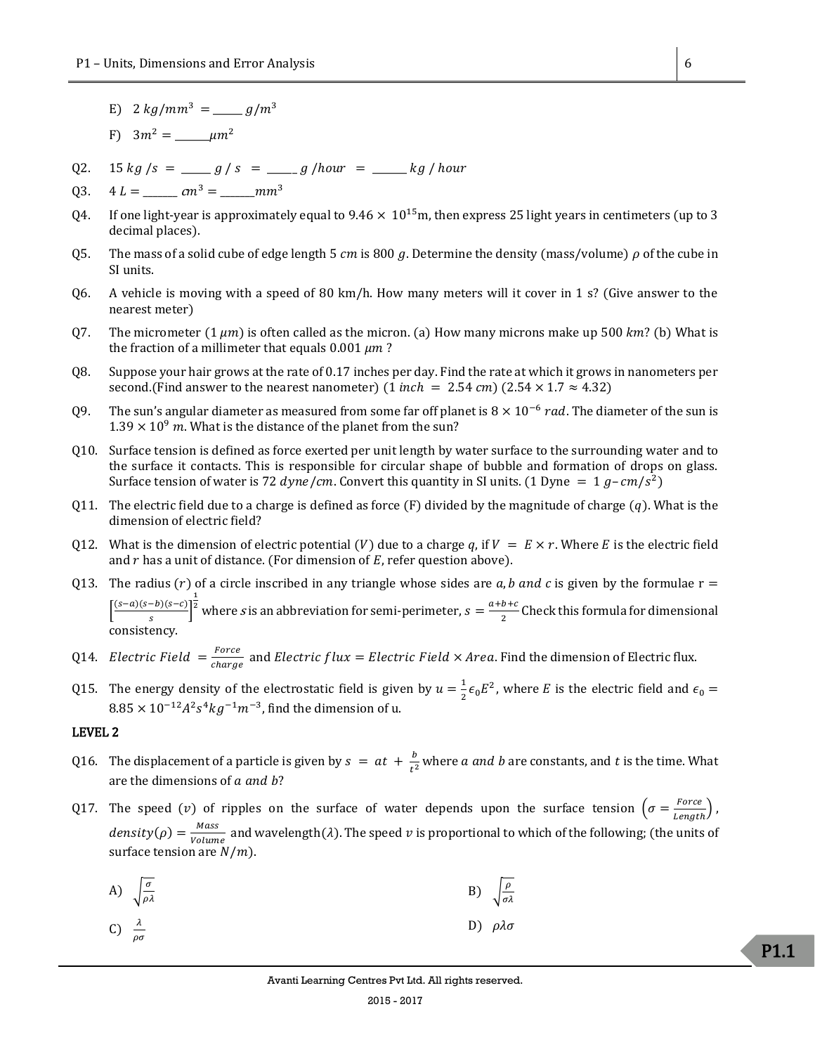E) $2\ kg/mm^3 =$ ______ $g/m^3$

F) $3m^2 =$ ______ $\mu m^2$

Q2. $15\ kg\ /s =$ ______ $g\ /\ s =$ ______ $g\ /hour =$ ______ $kg\ /\ hour$

Q3. $4\ L =$ ______ $cm^3 =$ ______ $mm^3$

Q4. If one light-year is approximately equal to $9.46 \times 10^{15}$m, then express 25 light years in centimeters (up to 3 decimal places).

Q5. The mass of a solid cube of edge length 5 $cm$ is 800 $g$. Determine the density (mass/volume) $\rho$ of the cube in SI units.

Q6. A vehicle is moving with a speed of 80 km/h. How many meters will it cover in 1 s? (Give answer to the nearest meter)

Q7. The micrometer (1 $\mu m$) is often called as the micron. (a) How many microns make up 500 $km$? (b) What is the fraction of a millimeter that equals 0.001 $\mu m$ ?

Q8. Suppose your hair grows at the rate of 0.17 inches per day. Find the rate at which it grows in nanometers per second.(Find answer to the nearest nanometer) ($1\ inch = 2.54\ cm$) ($2.54 \times 1.7 \approx 4.32$)

Q9. The sun's angular diameter as measured from some far off planet is $8 \times 10^{-6}\ rad$. The diameter of the sun is $1.39 \times 10^9\ m$. What is the distance of the planet from the sun?

Q10. Surface tension is defined as force exerted per unit length by water surface to the surrounding water and to the surface it contacts. This is responsible for circular shape of bubble and formation of drops on glass. Surface tension of water is 72 $dyne/cm$. Convert this quantity in SI units. (1 Dyne $= 1\ g\text{–}cm/s^2$)

Q11. The electric field due to a charge is defined as force (F) divided by the magnitude of charge ($q$). What is the dimension of electric field?

Q12. What is the dimension of electric potential ($V$) due to a charge $q$, if $V = E \times r$. Where $E$ is the electric field and $r$ has a unit of distance. (For dimension of $E$, refer question above).

Q13. The radius ($r$) of a circle inscribed in any triangle whose sides are $a, b\ and\ c$ is given by the formulae $r = \left[\frac{(s-a)(s-b)(s-c)}{s}\right]^{\frac{1}{2}}$ where $s$ is an abbreviation for semi-perimeter, $s = \frac{a+b+c}{2}$ Check this formula for dimensional consistency.

Q14. $Electric\ Field = \frac{Force}{charge}$ and $Electric\ flux = Electric\ Field \times Area$. Find the dimension of Electric flux.

Q15. The energy density of the electrostatic field is given by $u = \frac{1}{2}\epsilon_0 E^2$, where $E$ is the electric field and $\epsilon_0 = 8.85 \times 10^{-12} A^2 s^4 kg^{-1} m^{-3}$, find the dimension of u.

## LEVEL 2

Q16. The displacement of a particle is given by $s = at + \frac{b}{t^2}$ where $a\ and\ b$ are constants, and $t$ is the time. What are the dimensions of $a\ and\ b$?

Q17. The speed ($v$) of ripples on the surface of water depends upon the surface tension $\left(\sigma = \frac{Force}{Length}\right)$, $density(\rho) = \frac{Mass}{Volume}$ and wavelength($\lambda$). The speed $v$ is proportional to which of the following; (the units of surface tension are $N/m$).

A) $\sqrt{\frac{\sigma}{\rho\lambda}}$

B) $\sqrt{\frac{\rho}{\sigma\lambda}}$

C) $\frac{\lambda}{\rho\sigma}$

D) $\rho\lambda\sigma$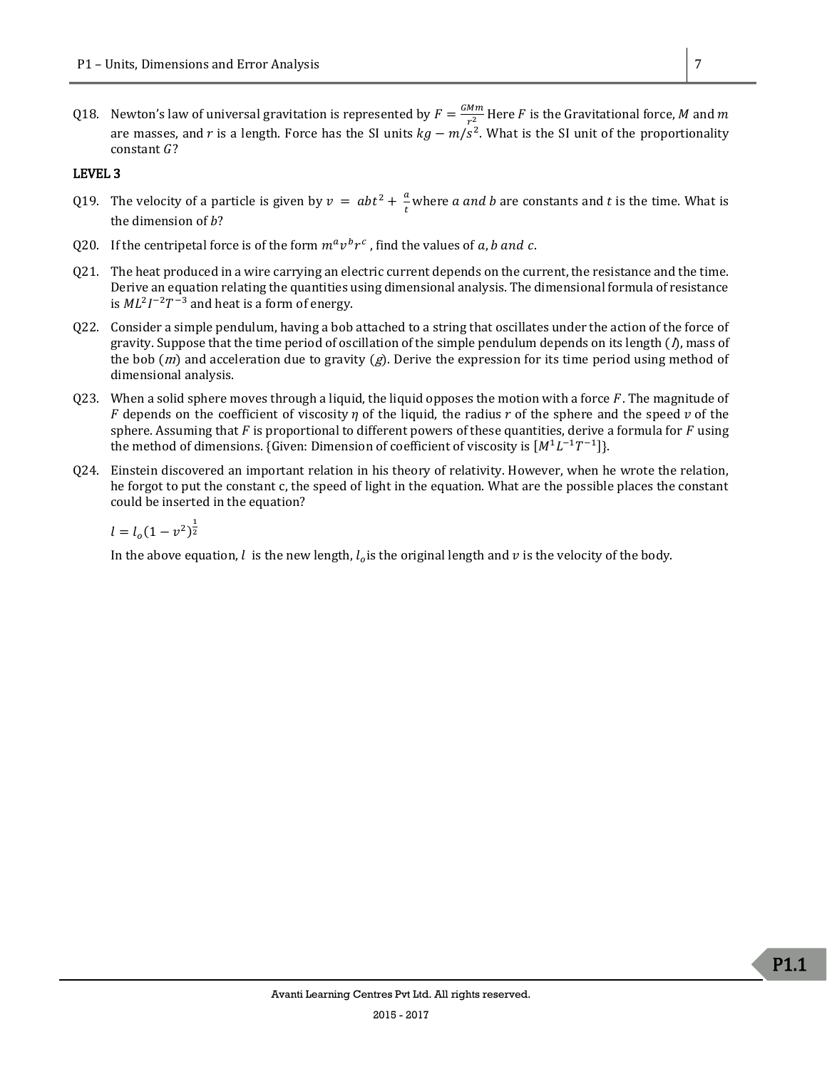Q18. Newton's law of universal gravitation is represented by $F = \frac{GMm}{r^2}$ Here $F$ is the Gravitational force, $M$ and $m$ are masses, and $r$ is a length. Force has the SI units $kg - m/s^2$. What is the SI unit of the proportionality constant $G$?

**LEVEL 3**

Q19. The velocity of a particle is given by $v = abt^2 + \frac{a}{t}$ where $a$ and $b$ are constants and $t$ is the time. What is the dimension of $b$?

Q20. If the centripetal force is of the form $m^a v^b r^c$ , find the values of $a, b$ and $c$.

Q21. The heat produced in a wire carrying an electric current depends on the current, the resistance and the time. Derive an equation relating the quantities using dimensional analysis. The dimensional formula of resistance is $ML^2I^{-2}T^{-3}$ and heat is a form of energy.

Q22. Consider a simple pendulum, having a bob attached to a string that oscillates under the action of the force of gravity. Suppose that the time period of oscillation of the simple pendulum depends on its length ($l$), mass of the bob ($m$) and acceleration due to gravity ($g$). Derive the expression for its time period using method of dimensional analysis.

Q23. When a solid sphere moves through a liquid, the liquid opposes the motion with a force $F$. The magnitude of $F$ depends on the coefficient of viscosity $\eta$ of the liquid, the radius $r$ of the sphere and the speed $v$ of the sphere. Assuming that $F$ is proportional to different powers of these quantities, derive a formula for $F$ using the method of dimensions. {Given: Dimension of coefficient of viscosity is $[M^1L^{-1}T^{-1}]$}.

Q24. Einstein discovered an important relation in his theory of relativity. However, when he wrote the relation, he forgot to put the constant c, the speed of light in the equation. What are the possible places the constant could be inserted in the equation?

$$l = l_o(1 - v^2)^{\frac{1}{2}}$$

In the above equation, $l$ is the new length, $l_o$ is the original length and $v$ is the velocity of the body.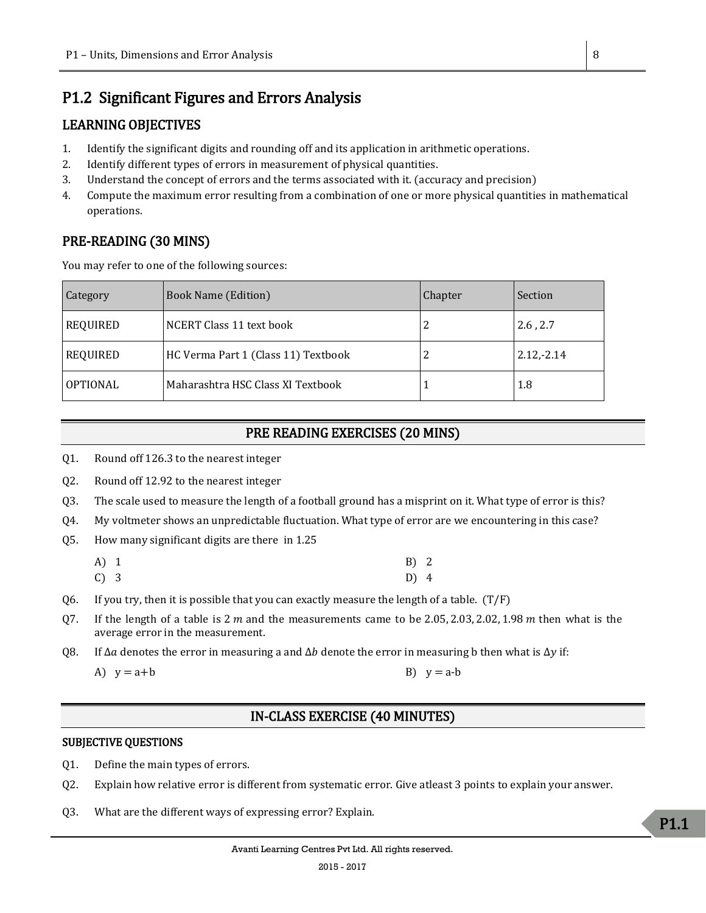## P1.2 Significant Figures and Errors Analysis

### LEARNING OBJECTIVES

1. Identify the significant digits and rounding off and its application in arithmetic operations.
2. Identify different types of errors in measurement of physical quantities.
3. Understand the concept of errors and the terms associated with it. (accuracy and precision)
4. Compute the maximum error resulting from a combination of one or more physical quantities in mathematical operations.

### PRE-READING (30 MINS)

You may refer to one of the following sources:

| Category | Book Name (Edition) | Chapter | Section |
|---|---|---|---|
| REQUIRED | NCERT Class 11 text book | 2 | 2.6 , 2.7 |
| REQUIRED | HC Verma Part 1 (Class 11) Textbook | 2 | 2.12,-2.14 |
| OPTIONAL | Maharashtra HSC Class XI Textbook | 1 | 1.8 |

### PRE READING EXERCISES (20 MINS)

Q1. Round off 126.3 to the nearest integer

Q2. Round off 12.92 to the nearest integer

Q3. The scale used to measure the length of a football ground has a misprint on it. What type of error is this?

Q4. My voltmeter shows an unpredictable fluctuation. What type of error are we encountering in this case?

Q5. How many significant digits are there in 1.25

A) 1
B) 2
C) 3
D) 4

Q6. If you try, then it is possible that you can exactly measure the length of a table. (T/F)

Q7. If the length of a table is 2 $m$ and the measurements came to be 2.05, 2.03, 2.02, 1.98 $m$ then what is the average error in the measurement.

Q8. If $\Delta a$ denotes the error in measuring a and $\Delta b$ denote the error in measuring b then what is $\Delta y$ if:

A) $y = a + b$
B) $y = a - b$

### IN-CLASS EXERCISE (40 MINUTES)

#### SUBJECTIVE QUESTIONS

Q1. Define the main types of errors.

Q2. Explain how relative error is different from systematic error. Give atleast 3 points to explain your answer.

Q3. What are the different ways of expressing error? Explain.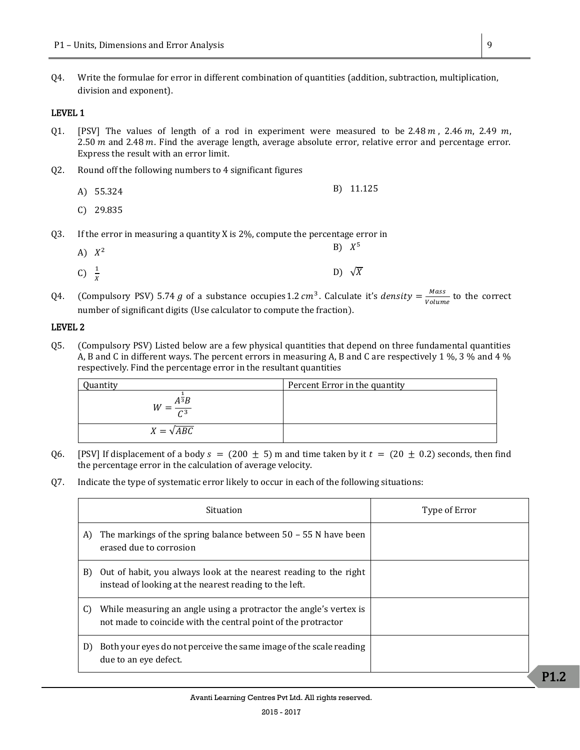Q4. Write the formulae for error in different combination of quantities (addition, subtraction, multiplication, division and exponent).

## LEVEL 1

Q1. [PSV] The values of length of a rod in experiment were measured to be $2.48\,m$, $2.46\,m$, $2.49\,m$, $2.50\,m$ and $2.48\,m$. Find the average length, average absolute error, relative error and percentage error. Express the result with an error limit.

Q2. Round off the following numbers to 4 significant figures

A) 55.324

B) 11.125

C) 29.835

Q3. If the error in measuring a quantity X is 2%, compute the percentage error in

A) $X^2$

B) $X^5$

C) $\frac{1}{X}$

D) $\sqrt{X}$

Q4. (Compulsory PSV) $5.74\,g$ of a substance occupies $1.2\,cm^3$. Calculate it's $density = \frac{Mass}{Volume}$ to the correct number of significant digits (Use calculator to compute the fraction).

## LEVEL 2

Q5. (Compulsory PSV) Listed below are a few physical quantities that depend on three fundamental quantities A, B and C in different ways. The percent errors in measuring A, B and C are respectively 1 %, 3 % and 4 % respectively. Find the percentage error in the resultant quantities

| Quantity | Percent Error in the quantity |
|---|---|
| $W = \frac{A^{\frac{1}{3}}B}{C^3}$ | |
| $X = \sqrt{ABC}$ | |

Q6. [PSV] If displacement of a body $s = (200 \pm 5)$ m and time taken by it $t = (20 \pm 0.2)$ seconds, then find the percentage error in the calculation of average velocity.

Q7. Indicate the type of systematic error likely to occur in each of the following situations:

| Situation | Type of Error |
|---|---|
| A) The markings of the spring balance between 50 – 55 N have been erased due to corrosion | |
| B) Out of habit, you always look at the nearest reading to the right instead of looking at the nearest reading to the left. | |
| C) While measuring an angle using a protractor the angle's vertex is not made to coincide with the central point of the protractor | |
| D) Both your eyes do not perceive the same image of the scale reading due to an eye defect. | |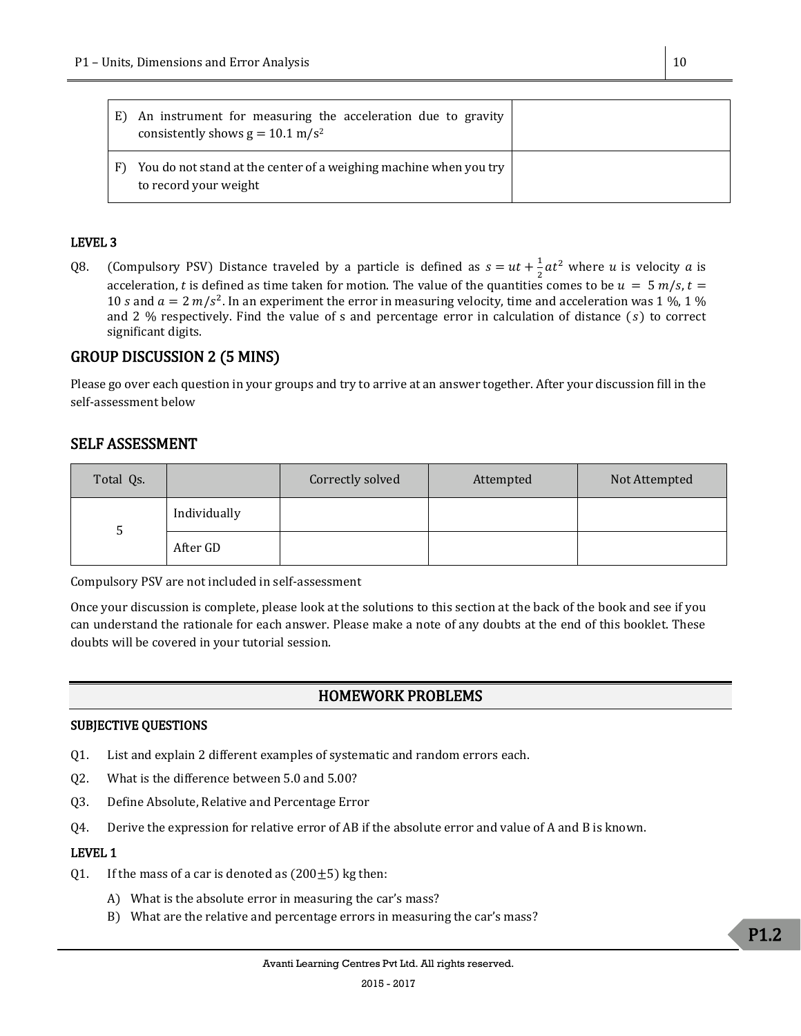| | |
|---|---|
| E) An instrument for measuring the acceleration due to gravity consistently shows $g = 10.1\ m/s^2$ | |
| F) You do not stand at the center of a weighing machine when you try to record your weight | |

**LEVEL 3**

Q8. (Compulsory PSV) Distance traveled by a particle is defined as $s = ut + \frac{1}{2}at^2$ where $u$ is velocity $a$ is acceleration, $t$ is defined as time taken for motion. The value of the quantities comes to be $u = 5\ m/s, t = 10\ s$ and $a = 2\ m/s^2$. In an experiment the error in measuring velocity, time and acceleration was 1 %, 1 % and 2 % respectively. Find the value of s and percentage error in calculation of distance ($s$) to correct significant digits.

## GROUP DISCUSSION 2 (5 MINS)

Please go over each question in your groups and try to arrive at an answer together. After your discussion fill in the self-assessment below

## SELF ASSESSMENT

| Total Qs. | | Correctly solved | Attempted | Not Attempted |
|---|---|---|---|---|
| 5 | Individually | | | |
| | After GD | | | |

Compulsory PSV are not included in self-assessment

Once your discussion is complete, please look at the solutions to this section at the back of the book and see if you can understand the rationale for each answer. Please make a note of any doubts at the end of this booklet. These doubts will be covered in your tutorial session.

## HOMEWORK PROBLEMS

**SUBJECTIVE QUESTIONS**

Q1. List and explain 2 different examples of systematic and random errors each.

Q2. What is the difference between 5.0 and 5.00?

Q3. Define Absolute, Relative and Percentage Error

Q4. Derive the expression for relative error of AB if the absolute error and value of A and B is known.

**LEVEL 1**

Q1. If the mass of a car is denoted as $(200 \pm 5)$ kg then:

A) What is the absolute error in measuring the car's mass?

B) What are the relative and percentage errors in measuring the car's mass?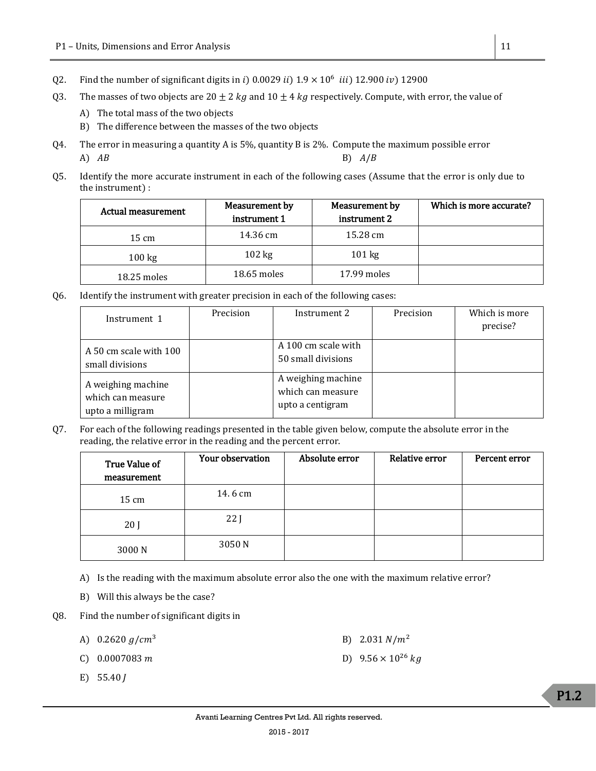Q2. Find the number of significant digits in $i)$ 0.0029 $ii)$ $1.9 \times 10^6$ $iii)$ 12.900 $iv)$ 12900

Q3. The masses of two objects are $20 \pm 2\ kg$ and $10 \pm 4\ kg$ respectively. Compute, with error, the value of

A) The total mass of the two objects

B) The difference between the masses of the two objects

Q4. The error in measuring a quantity A is 5%, quantity B is 2%. Compute the maximum possible error

A) $AB$

B) $A/B$

Q5. Identify the more accurate instrument in each of the following cases (Assume that the error is only due to the instrument) :

| Actual measurement | Measurement by instrument 1 | Measurement by instrument 2 | Which is more accurate? |
|---|---|---|---|
| 15 cm | 14.36 cm | 15.28 cm | |
| 100 kg | 102 kg | 101 kg | |
| 18.25 moles | 18.65 moles | 17.99 moles | |

Q6. Identify the instrument with greater precision in each of the following cases:

| Instrument 1 | Precision | Instrument 2 | Precision | Which is more precise? |
|---|---|---|---|---|
| A 50 cm scale with 100 small divisions | | A 100 cm scale with 50 small divisions | | |
| A weighing machine which can measure upto a milligram | | A weighing machine which can measure upto a centigram | | |

Q7. For each of the following readings presented in the table given below, compute the absolute error in the reading, the relative error in the reading and the percent error.

| True Value of measurement | Your observation | Absolute error | Relative error | Percent error |
|---|---|---|---|---|
| 15 cm | 14. 6 cm | | | |
| 20 J | 22 J | | | |
| 3000 N | 3050 N | | | |

A) Is the reading with the maximum absolute error also the one with the maximum relative error?

B) Will this always be the case?

Q8. Find the number of significant digits in

A) $0.2620\ g/cm^3$

B) $2.031\ N/m^2$

C) $0.0007083\ m$

D) $9.56 \times 10^{26}\ kg$

E) $55.40\ J$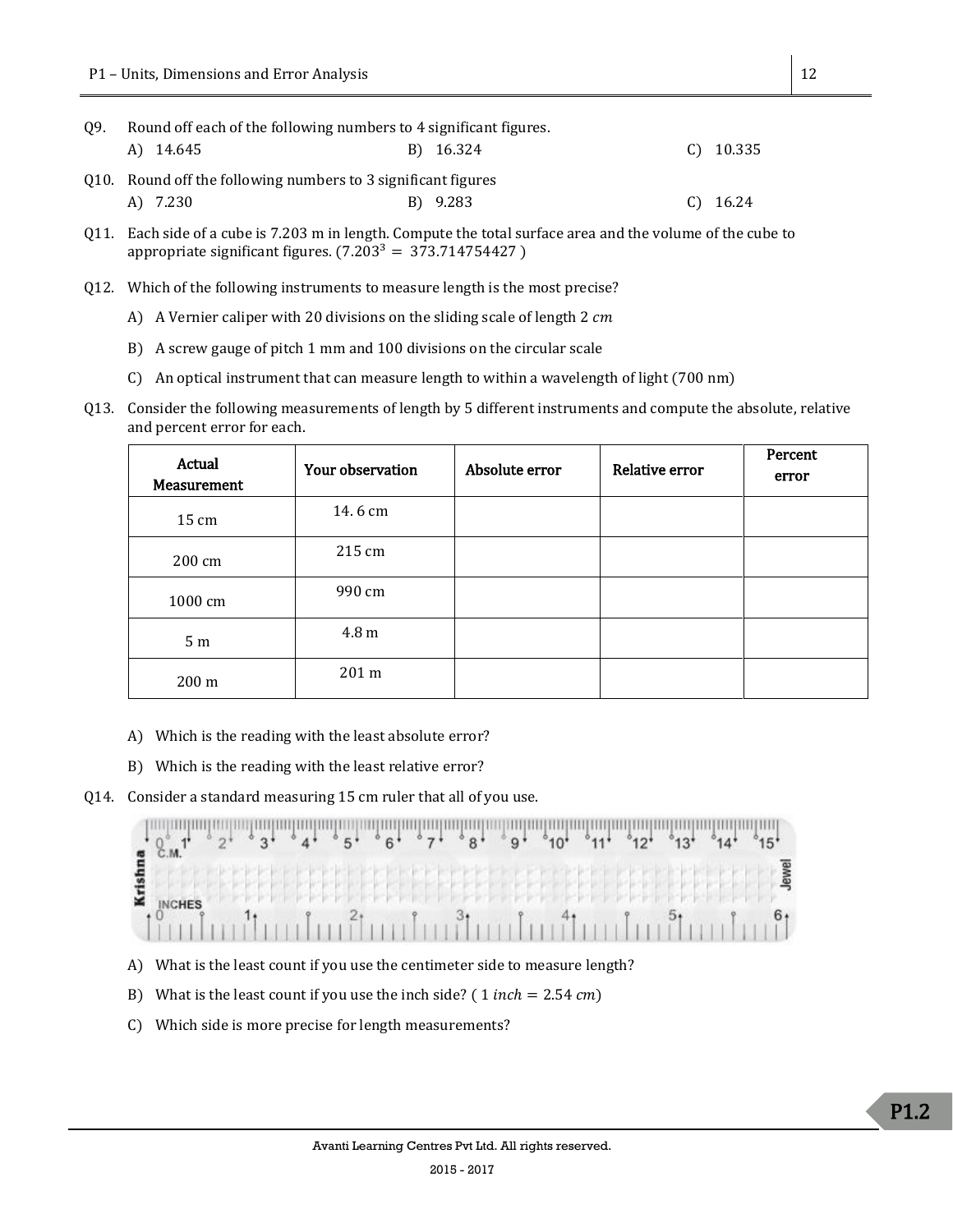Q9. Round off each of the following numbers to 4 significant figures.

A) 14.645 B) 16.324 C) 10.335

Q10. Round off the following numbers to 3 significant figures

A) 7.230 B) 9.283 C) 16.24

Q11. Each side of a cube is 7.203 m in length. Compute the total surface area and the volume of the cube to appropriate significant figures. ($7.203^3 = 373.714754427$ )

Q12. Which of the following instruments to measure length is the most precise?

A) A Vernier caliper with 20 divisions on the sliding scale of length 2 $cm$

B) A screw gauge of pitch 1 mm and 100 divisions on the circular scale

C) An optical instrument that can measure length to within a wavelength of light (700 nm)

Q13. Consider the following measurements of length by 5 different instruments and compute the absolute, relative and percent error for each.

| Actual Measurement | Your observation | Absolute error | Relative error | Percent error |
|---|---|---|---|---|
| 15 cm | 14. 6 cm | | | |
| 200 cm | 215 cm | | | |
| 1000 cm | 990 cm | | | |
| 5 m | 4.8 m | | | |
| 200 m | 201 m | | | |

A) Which is the reading with the least absolute error?

B) Which is the reading with the least relative error?

Q14. Consider a standard measuring 15 cm ruler that all of you use.

A) What is the least count if you use the centimeter side to measure length?

B) What is the least count if you use the inch side? ( $1\ inch = 2.54\ cm$)

C) Which side is more precise for length measurements?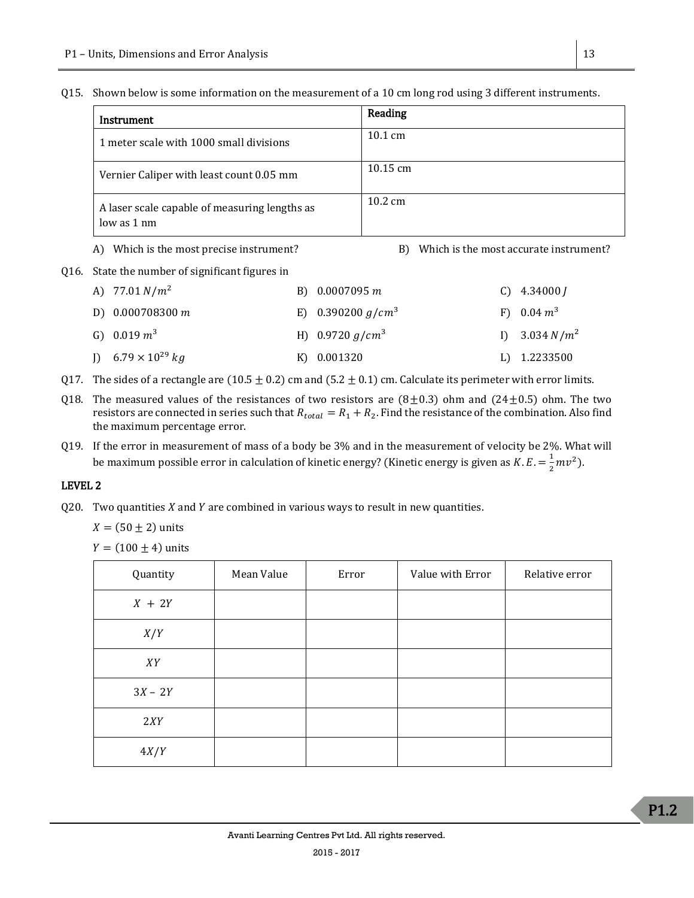Q15. Shown below is some information on the measurement of a 10 cm long rod using 3 different instruments.

| Instrument | Reading |
|---|---|
| 1 meter scale with 1000 small divisions | 10.1 cm |
| Vernier Caliper with least count 0.05 mm | 10.15 cm |
| A laser scale capable of measuring lengths as low as 1 nm | 10.2 cm |

A) Which is the most precise instrument?

B) Which is the most accurate instrument?

Q16. State the number of significant figures in

A) $77.01\ N/m^2$

B) $0.0007095\ m$

C) $4.34000\ J$

D) $0.000708300\ m$

E) $0.390200\ g/cm^3$

F) $0.04\ m^3$

G) $0.019\ m^3$

H) $0.9720\ g/cm^3$

I) $3.034\ N/m^2$

J) $6.79 \times 10^{29}\ kg$

K) 0.001320

L) 1.2233500

Q17. The sides of a rectangle are $(10.5 \pm 0.2)$ cm and $(5.2 \pm 0.1)$ cm. Calculate its perimeter with error limits.

Q18. The measured values of the resistances of two resistors are $(8 \pm 0.3)$ ohm and $(24 \pm 0.5)$ ohm. The two resistors are connected in series such that $R_{total} = R_1 + R_2$. Find the resistance of the combination. Also find the maximum percentage error.

Q19. If the error in measurement of mass of a body be 3% and in the measurement of velocity be 2%. What will be maximum possible error in calculation of kinetic energy? (Kinetic energy is given as $K.E. = \frac{1}{2}mv^2$).

**LEVEL 2**

Q20. Two quantities $X$ and $Y$ are combined in various ways to result in new quantities.

$X = (50 \pm 2)$ units

$Y = (100 \pm 4)$ units

| Quantity | Mean Value | Error | Value with Error | Relative error |
|---|---|---|---|---|
| $X + 2Y$ | | | | |
| $X/Y$ | | | | |
| $XY$ | | | | |
| $3X - 2Y$ | | | | |
| $2XY$ | | | | |
| $4X/Y$ | | | | |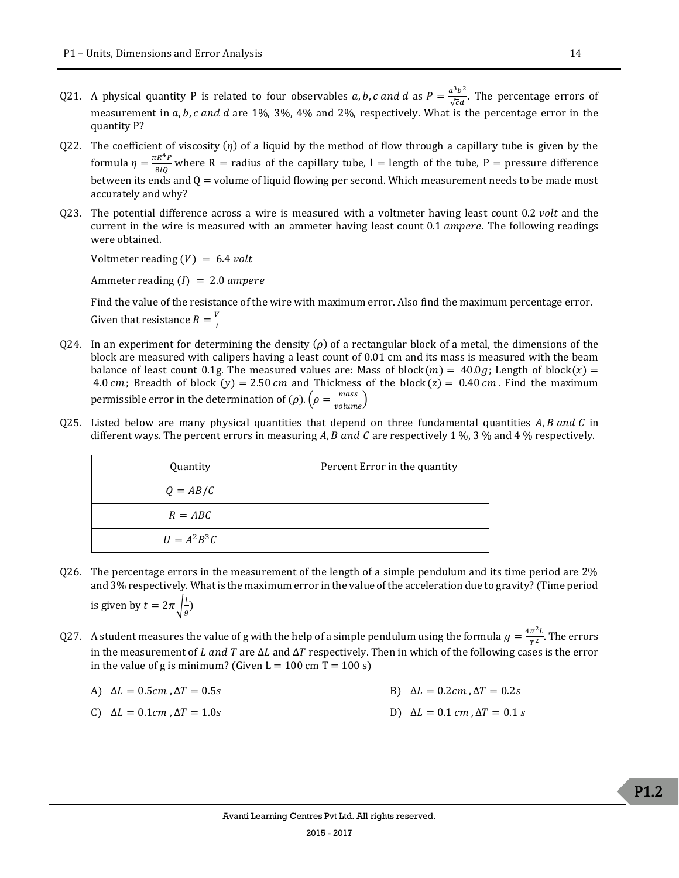Q21. A physical quantity P is related to four observables $a, b, c$ and $d$ as $P = \frac{a^3 b^2}{\sqrt{c}d}$. The percentage errors of measurement in $a, b, c$ and $d$ are 1%, 3%, 4% and 2%, respectively. What is the percentage error in the quantity P?

Q22. The coefficient of viscosity $(\eta)$ of a liquid by the method of flow through a capillary tube is given by the formula $\eta = \frac{\pi R^4 P}{8lQ}$ where R = radius of the capillary tube, l = length of the tube, P = pressure difference between its ends and Q = volume of liquid flowing per second. Which measurement needs to be made most accurately and why?

Q23. The potential difference across a wire is measured with a voltmeter having least count 0.2 *volt* and the current in the wire is measured with an ammeter having least count 0.1 *ampere*. The following readings were obtained.

Voltmeter reading $(V) = 6.4$ *volt*

Ammeter reading $(I) = 2.0$ *ampere*

Find the value of the resistance of the wire with maximum error. Also find the maximum percentage error. Given that resistance $R = \frac{V}{I}$

Q24. In an experiment for determining the density $(\rho)$ of a rectangular block of a metal, the dimensions of the block are measured with calipers having a least count of 0.01 cm and its mass is measured with the beam balance of least count 0.1g. The measured values are: Mass of block$(m) = 40.0g$; Length of block$(x) = 4.0\ cm$; Breadth of block $(y) = 2.50\ cm$ and Thickness of the block $(z) = 0.40\ cm$. Find the maximum permissible error in the determination of $(\rho)$. $\left(\rho = \frac{mass}{volume}\right)$

Q25. Listed below are many physical quantities that depend on three fundamental quantities $A, B$ and $C$ in different ways. The percent errors in measuring $A, B$ and $C$ are respectively 1 %, 3 % and 4 % respectively.

| Quantity | Percent Error in the quantity |
| --- | --- |
| $Q = AB/C$ | |
| $R = ABC$ | |
| $U = A^2B^3C$ | |

Q26. The percentage errors in the measurement of the length of a simple pendulum and its time period are 2% and 3% respectively. What is the maximum error in the value of the acceleration due to gravity? (Time period is given by $t = 2\pi\sqrt{\frac{l}{g}}$)

Q27. A student measures the value of g with the help of a simple pendulum using the formula $g = \frac{4\pi^2 L}{T^2}$. The errors in the measurement of $L$ and $T$ are $\Delta L$ and $\Delta T$ respectively. Then in which of the following cases is the error in the value of g is minimum? (Given L = 100 cm T = 100 s)

A) $\Delta L = 0.5cm, \Delta T = 0.5s$

B) $\Delta L = 0.2cm, \Delta T = 0.2s$

C) $\Delta L = 0.1cm, \Delta T = 1.0s$

D) $\Delta L = 0.1\ cm, \Delta T = 0.1\ s$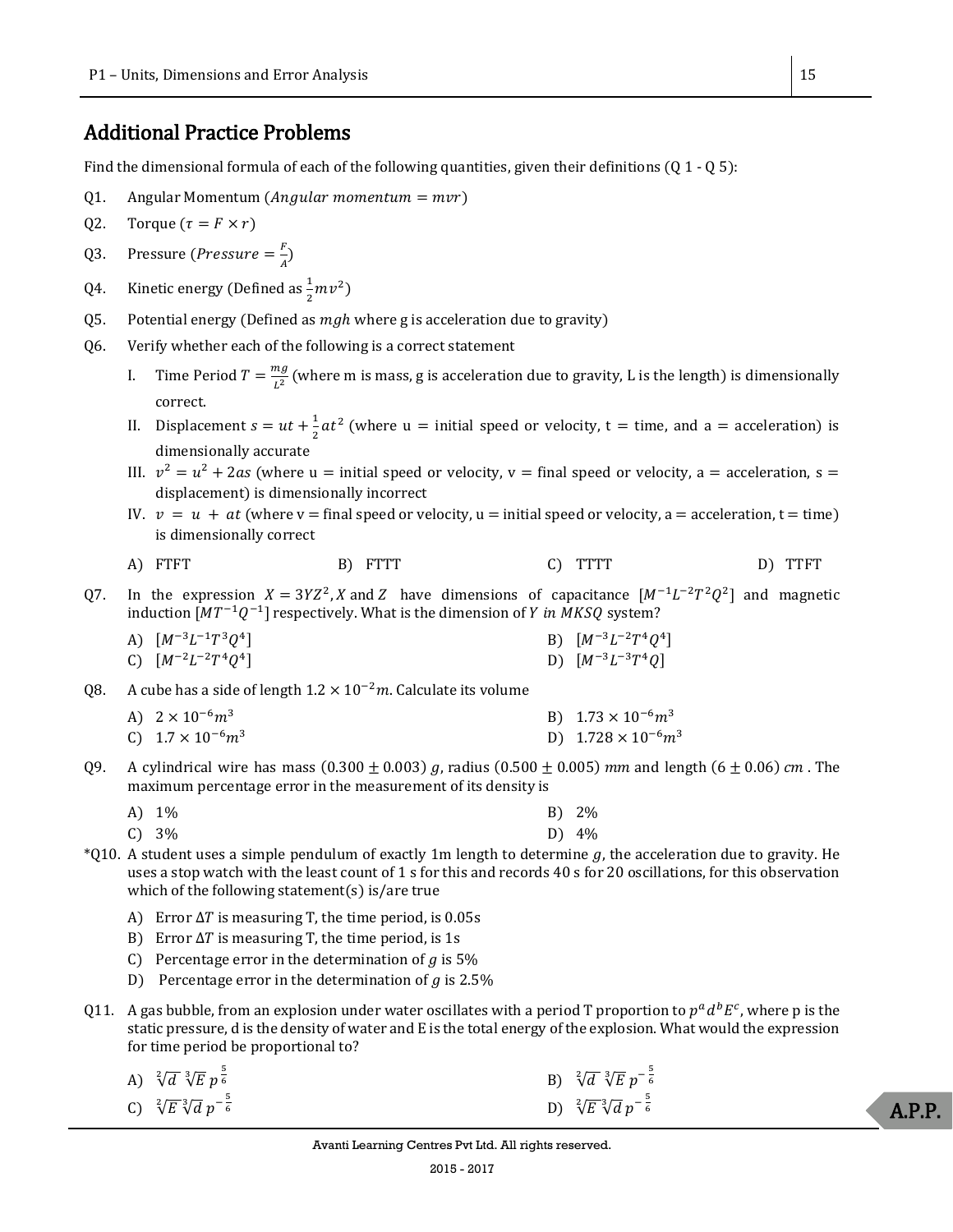## Additional Practice Problems

Find the dimensional formula of each of the following quantities, given their definitions (Q 1 - Q 5):

Q1. Angular Momentum ($Angular\ momentum = mvr$)

Q2. Torque ($\tau = F \times r$)

Q3. Pressure ($Pressure = \frac{F}{A}$)

Q4. Kinetic energy (Defined as $\frac{1}{2}mv^2$)

Q5. Potential energy (Defined as $mgh$ where g is acceleration due to gravity)

Q6. Verify whether each of the following is a correct statement

I. Time Period $T = \frac{mg}{L^2}$ (where m is mass, g is acceleration due to gravity, L is the length) is dimensionally correct.

II. Displacement $s = ut + \frac{1}{2}at^2$ (where u = initial speed or velocity, t = time, and a = acceleration) is dimensionally accurate

III. $v^2 = u^2 + 2as$ (where u = initial speed or velocity, v = final speed or velocity, a = acceleration, s = displacement) is dimensionally incorrect

IV. $v = u + at$ (where v = final speed or velocity, u = initial speed or velocity, a = acceleration, t = time) is dimensionally correct

A) FTFT B) FTTT C) TTTT D) TTFT

Q7. In the expression $X = 3YZ^2$, $X$ and $Z$ have dimensions of capacitance $[M^{-1}L^{-2}T^2Q^2]$ and magnetic induction $[MT^{-1}Q^{-1}]$ respectively. What is the dimension of $Y$ in $MKSQ$ system?

A) $[M^{-3}L^{-1}T^3Q^4]$
B) $[M^{-3}L^{-2}T^4Q^4]$
C) $[M^{-2}L^{-2}T^4Q^4]$
D) $[M^{-3}L^{-3}T^4Q]$

Q8. A cube has a side of length $1.2 \times 10^{-2}m$. Calculate its volume

A) $2 \times 10^{-6}m^3$
B) $1.73 \times 10^{-6}m^3$
C) $1.7 \times 10^{-6}m^3$
D) $1.728 \times 10^{-6}m^3$

Q9. A cylindrical wire has mass $(0.300 \pm 0.003)\ g$, radius $(0.500 \pm 0.005)\ mm$ and length $(6 \pm 0.06)\ cm$. The maximum percentage error in the measurement of its density is

A) 1%
B) 2%
C) 3%
D) 4%

*Q10. A student uses a simple pendulum of exactly 1m length to determine $g$, the acceleration due to gravity. He uses a stop watch with the least count of 1 s for this and records 40 s for 20 oscillations, for this observation which of the following statement(s) is/are true

A) Error $\Delta T$ is measuring T, the time period, is 0.05s
B) Error $\Delta T$ is measuring T, the time period, is 1s
C) Percentage error in the determination of $g$ is 5%
D) Percentage error in the determination of $g$ is 2.5%

Q11. A gas bubble, from an explosion under water oscillates with a period T proportion to $p^a d^b E^c$, where p is the static pressure, d is the density of water and E is the total energy of the explosion. What would the expression for time period be proportional to?

A) $\sqrt[2]{d}\ \sqrt[3]{E}\ p^{\frac{5}{6}}$
B) $\sqrt[2]{d}\ \sqrt[3]{E}\ p^{-\frac{5}{6}}$
C) $\sqrt[2]{E}\ \sqrt[3]{d}\ p^{-\frac{5}{6}}$
D) $\sqrt[2]{E}\ \sqrt[3]{d}\ p^{-\frac{5}{6}}$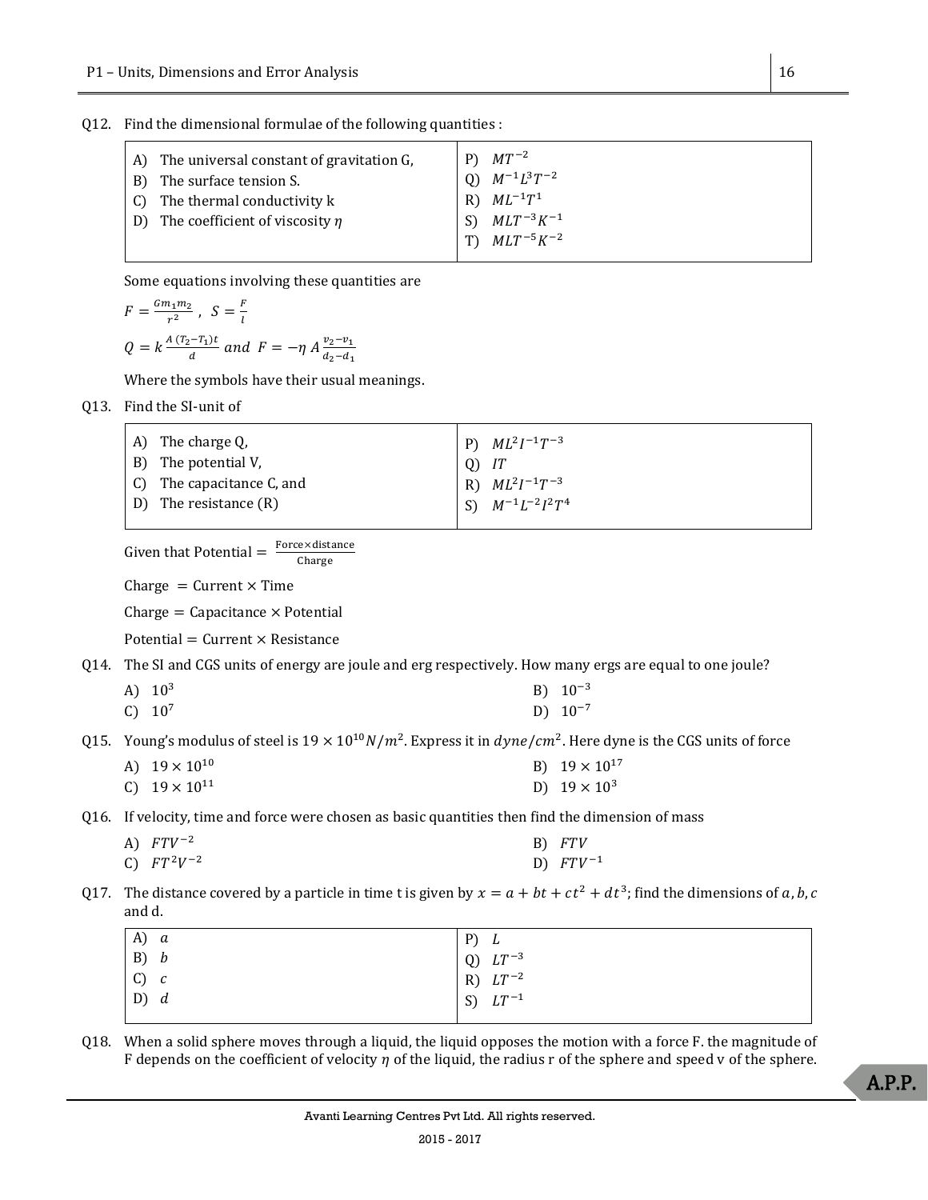Q12. Find the dimensional formulae of the following quantities :

| | |
|---|---|
| A) The universal constant of gravitation G, | P) $MT^{-2}$ |
| B) The surface tension S. | Q) $M^{-1}L^3T^{-2}$ |
| C) The thermal conductivity k | R) $ML^{-1}T^1$ |
| D) The coefficient of viscosity $\eta$ | S) $MLT^{-3}K^{-1}$ |
| | T) $MLT^{-5}K^{-2}$ |

Some equations involving these quantities are

$F = \frac{Gm_1m_2}{r^2}$ , $S = \frac{F}{l}$

$Q = k\frac{A\,(T_2-T_1)t}{d}$ and $F = -\eta\, A\frac{v_2-v_1}{d_2-d_1}$

Where the symbols have their usual meanings.

Q13. Find the SI-unit of

| | |
|---|---|
| A) The charge Q, | P) $ML^2I^{-1}T^{-3}$ |
| B) The potential V, | Q) $IT$ |
| C) The capacitance C, and | R) $ML^2I^{-1}T^{-3}$ |
| D) The resistance (R) | S) $M^{-1}L^{-2}I^2T^4$ |

Given that Potential $= \frac{\text{Force}\times\text{distance}}{\text{Charge}}$

Charge $=$ Current $\times$ Time

Charge $=$ Capacitance $\times$ Potential

Potential $=$ Current $\times$ Resistance

Q14. The SI and CGS units of energy are joule and erg respectively. How many ergs are equal to one joule?

A) $10^3$

B) $10^{-3}$

C) $10^7$

D) $10^{-7}$

Q15. Young's modulus of steel is $19 \times 10^{10} N/m^2$. Express it in $dyne/cm^2$. Here dyne is the CGS units of force

A) $19 \times 10^{10}$

B) $19 \times 10^{17}$

C) $19 \times 10^{11}$

D) $19 \times 10^3$

Q16. If velocity, time and force were chosen as basic quantities then find the dimension of mass

A) $FTV^{-2}$

B) $FTV$

C) $FT^2V^{-2}$

D) $FTV^{-1}$

Q17. The distance covered by a particle in time t is given by $x = a + bt + ct^2 + dt^3$; find the dimensions of $a, b, c$ and d.

| | |
|---|---|
| A) $a$ | P) $L$ |
| B) $b$ | Q) $LT^{-3}$ |
| C) $c$ | R) $LT^{-2}$ |
| D) $d$ | S) $LT^{-1}$ |

Q18. When a solid sphere moves through a liquid, the liquid opposes the motion with a force F. the magnitude of F depends on the coefficient of velocity $\eta$ of the liquid, the radius r of the sphere and speed v of the sphere.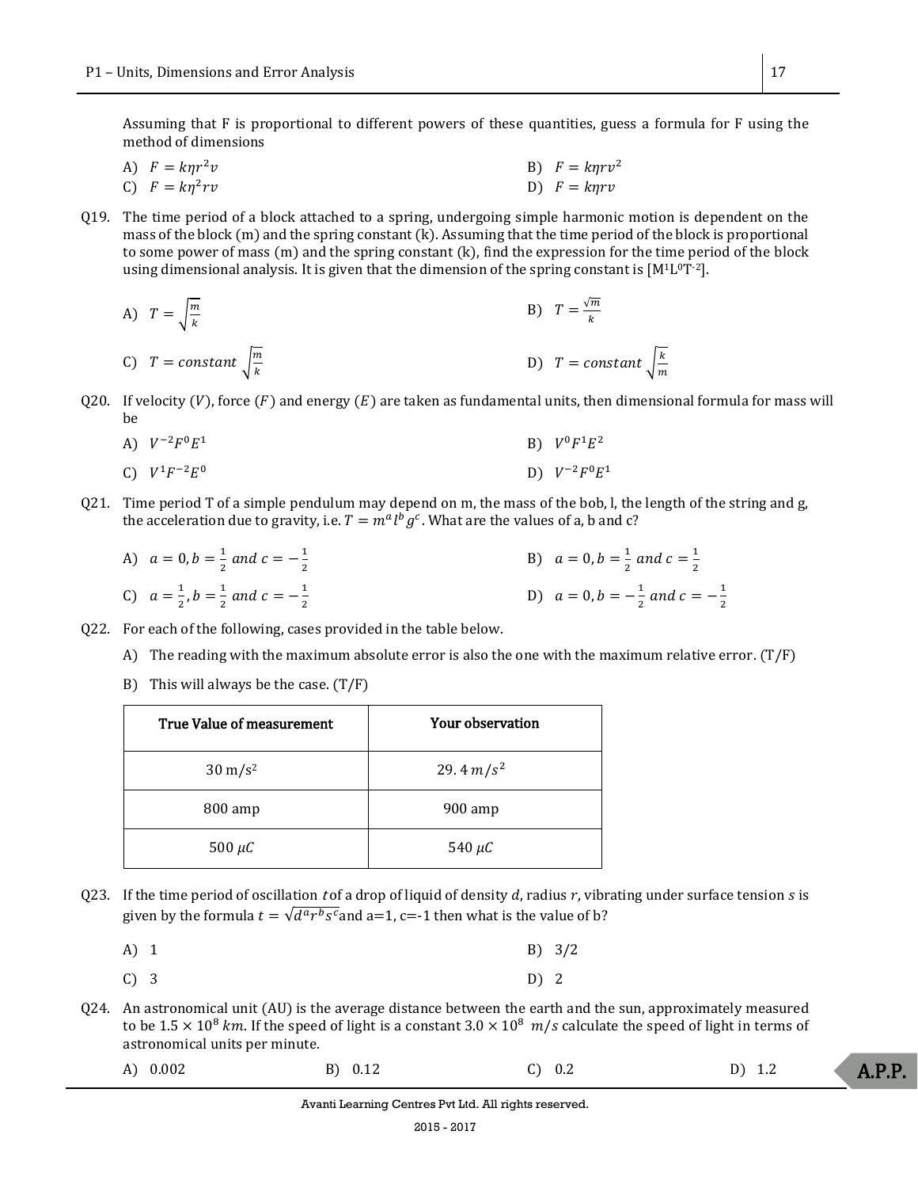Assuming that F is proportional to different powers of these quantities, guess a formula for F using the method of dimensions

A) $F = k\eta r^2 v$

B) $F = k\eta r v^2$

C) $F = k\eta^2 r v$

D) $F = k\eta r v$

Q19. The time period of a block attached to a spring, undergoing simple harmonic motion is dependent on the mass of the block (m) and the spring constant (k). Assuming that the time period of the block is proportional to some power of mass (m) and the spring constant (k), find the expression for the time period of the block using dimensional analysis. It is given that the dimension of the spring constant is $[M^1L^0T^{-2}]$.

A) $T = \sqrt{\frac{m}{k}}$

B) $T = \frac{\sqrt{m}}{k}$

C) $T = constant\ \sqrt{\frac{m}{k}}$

D) $T = constant\ \sqrt{\frac{k}{m}}$

Q20. If velocity $(V)$, force $(F)$ and energy $(E)$ are taken as fundamental units, then dimensional formula for mass will be

A) $V^{-2}F^0E^1$

B) $V^0F^1E^2$

C) $V^1F^{-2}E^0$

D) $V^{-2}F^0E^1$

Q21. Time period T of a simple pendulum may depend on m, the mass of the bob, l, the length of the string and g, the acceleration due to gravity, i.e. $T = m^a l^b g^c$. What are the values of a, b and c?

A) $a = 0, b = \frac{1}{2}$ and $c = -\frac{1}{2}$

B) $a = 0, b = \frac{1}{2}$ and $c = \frac{1}{2}$

C) $a = \frac{1}{2}, b = \frac{1}{2}$ and $c = -\frac{1}{2}$

D) $a = 0, b = -\frac{1}{2}$ and $c = -\frac{1}{2}$

Q22. For each of the following, cases provided in the table below.

A) The reading with the maximum absolute error is also the one with the maximum relative error. (T/F)

B) This will always be the case. (T/F)

| True Value of measurement | Your observation |
|---|---|
| 30 m/s$^2$ | $29.4\ m/s^2$ |
| 800 amp | 900 amp |
| 500 $\mu C$ | 540 $\mu C$ |

Q23. If the time period of oscillation $t$ of a drop of liquid of density $d$, radius $r$, vibrating under surface tension $s$ is given by the formula $t = \sqrt{d^a r^b s^c}$ and a=1, c=-1 then what is the value of b?

A) 1

B) 3/2

C) 3

D) 2

Q24. An astronomical unit (AU) is the average distance between the earth and the sun, approximately measured to be $1.5 \times 10^8\ km$. If the speed of light is a constant $3.0 \times 10^8\ m/s$ calculate the speed of light in terms of astronomical units per minute.

A) 0.002

B) 0.12

C) 0.2

D) 1.2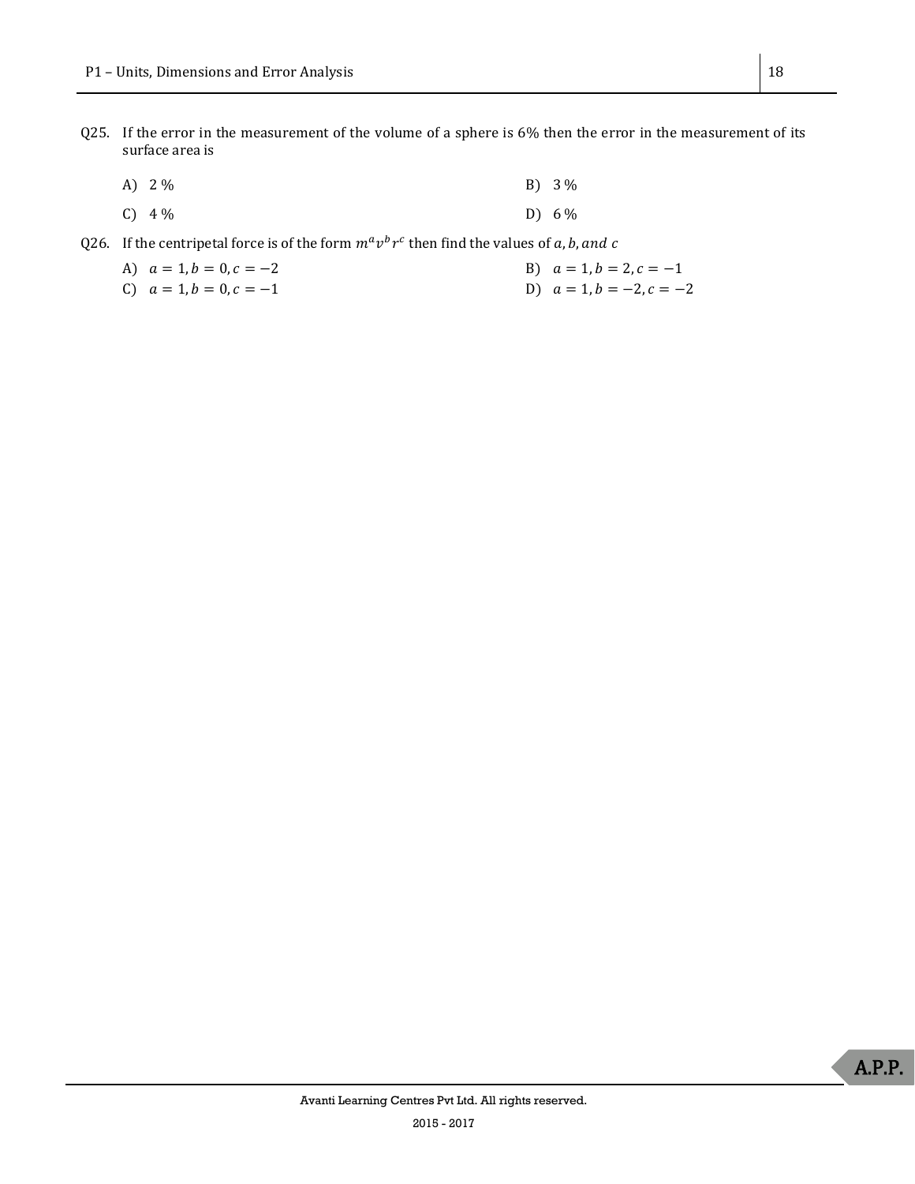Q25. If the error in the measurement of the volume of a sphere is 6% then the error in the measurement of its surface area is

A) 2 %

B) 3 %

C) 4 %

D) 6 %

Q26. If the centripetal force is of the form $m^a v^b r^c$ then find the values of $a, b, and\ c$

A) $a = 1, b = 0, c = -2$

B) $a = 1, b = 2, c = -1$

C) $a = 1, b = 0, c = -1$

D) $a = 1, b = -2, c = -2$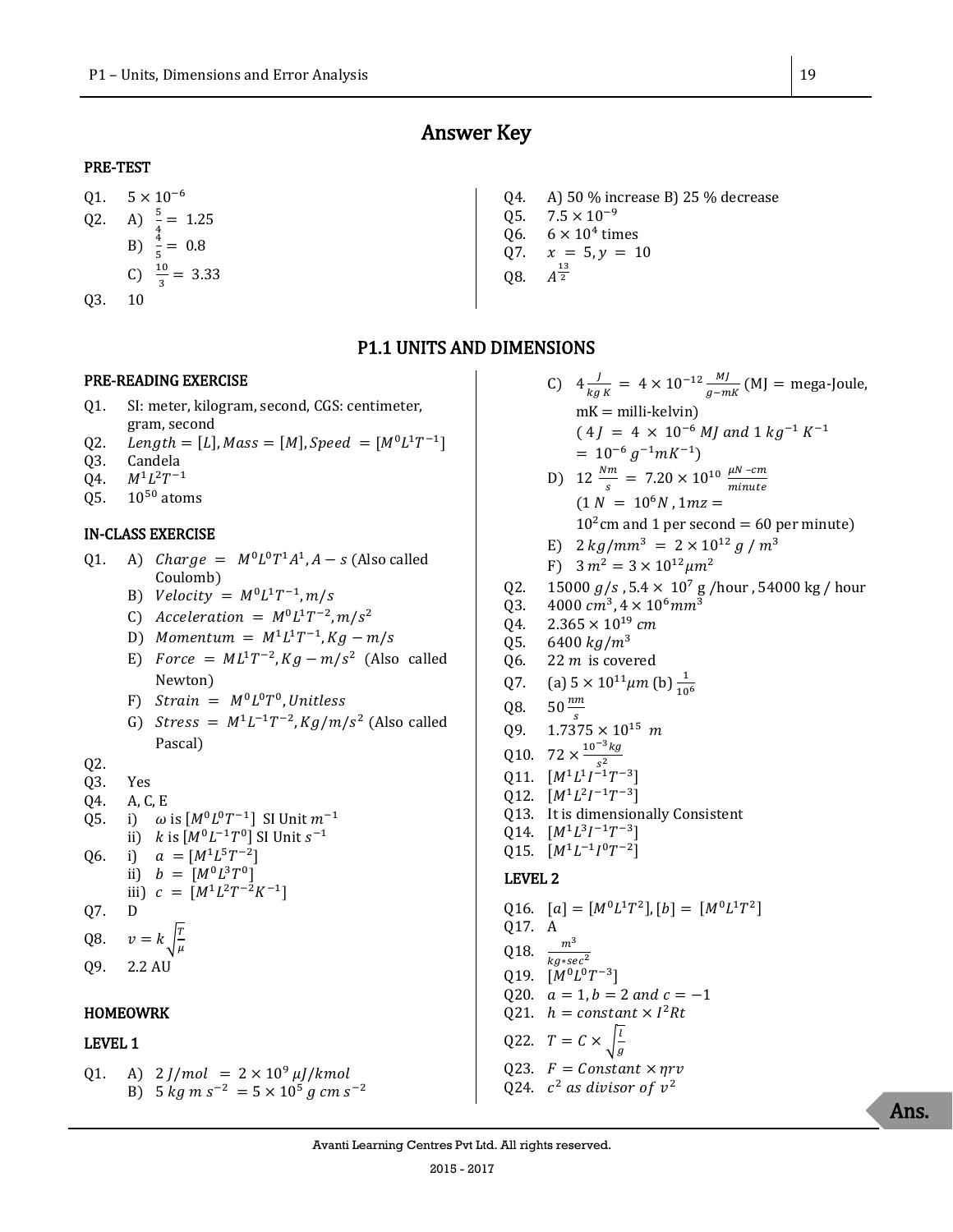# Answer Key

## PRE-TEST

Q1. $5 \times 10^{-6}$

Q2. A) $\frac{5}{4} = 1.25$

B) $\frac{4}{5} = 0.8$

C) $\frac{10}{3} = 3.33$

Q3. 10

Q4. A) 50 % increase B) 25 % decrease

Q5. $7.5 \times 10^{-9}$

Q6. $6 \times 10^{4}$ times

Q7. $x = 5, y = 10$

Q8. $A^{\frac{13}{2}}$

## P1.1 UNITS AND DIMENSIONS

### PRE-READING EXERCISE

Q1. SI: meter, kilogram, second, CGS: centimeter, gram, second

Q2. $Length = [L], Mass = [M], Speed = [M^0L^1T^{-1}]$

Q3. Candela

Q4. $M^1L^2T^{-1}$

Q5. $10^{50}$ atoms

### IN-CLASS EXERCISE

Q1. A) $Charge = M^0L^0T^1A^1, A - s$ (Also called Coulomb)

B) $Velocity = M^0L^1T^{-1}, m/s$

C) $Acceleration = M^0L^1T^{-2}, m/s^2$

D) $Momentum = M^1L^1T^{-1}, Kg - m/s$

E) $Force = ML^1T^{-2}, Kg - m/s^2$ (Also called Newton)

F) $Strain = M^0L^0T^0, Unitless$

G) $Stress = M^1L^{-1}T^{-2}, Kg/m/s^2$ (Also called Pascal)

Q2.

Q3. Yes

Q4. A, C, E

Q5. i) $\omega$ is $[M^0L^0T^{-1}]$ SI Unit $m^{-1}$

ii) $k$ is $[M^0L^{-1}T^0]$ SI Unit $s^{-1}$

Q6. i) $a = [M^1L^5T^{-2}]$

ii) $b = [M^0L^3T^0]$

iii) $c = [M^1L^2T^{-2}K^{-1}]$

Q7. D

Q8. $v = k\sqrt{\frac{T}{\mu}}$

Q9. 2.2 AU

### HOMEOWRK

### LEVEL 1

Q1. A) $2\ J/mol = 2 \times 10^9\ \mu J/kmol$

B) $5\ kg\ m\ s^{-2} = 5 \times 10^5\ g\ cm\ s^{-2}$

C) $4\frac{J}{kg\ K} = 4 \times 10^{-12}\frac{MJ}{g-mK}$ (MJ = mega-Joule, mK = milli-kelvin)

$(4\ J = 4 \times 10^{-6}\ MJ\ and\ 1\ kg^{-1}\ K^{-1} = 10^{-6}\ g^{-1}mK^{-1})$

D) $12\ \frac{Nm}{s} = 7.20 \times 10^{10}\ \frac{\mu N - cm}{minute}$

$(1\ N = 10^6 N, 1mz =$ $10^2$cm and 1 per second = 60 per minute)

E) $2\ kg/mm^3 = 2 \times 10^{12}\ g\ /\ m^3$

F) $3\ m^2 = 3 \times 10^{12} \mu m^2$

Q2. $15000\ g/s$ , $5.4 \times 10^7$ g /hour , 54000 kg / hour

Q3. $4000\ cm^3, 4 \times 10^6 mm^3$

Q4. $2.365 \times 10^{19}\ cm$

Q5. $6400\ kg/m^3$

Q6. $22\ m$ is covered

Q7. (a) $5 \times 10^{11} \mu m$ (b) $\frac{1}{10^6}$

Q8. $50\ \frac{nm}{s}$

Q9. $1.7375 \times 10^{15}\ m$

Q10. $72 \times \frac{10^{-3} kg}{s^2}$

Q11. $[M^1L^1I^{-1}T^{-3}]$

Q12. $[M^1L^2I^{-1}T^{-3}]$

Q13. It is dimensionally Consistent

Q14. $[M^1L^3I^{-1}T^{-3}]$

Q15. $[M^1L^{-1}I^0T^{-2}]$

### LEVEL 2

Q16. $[a] = [M^0L^1T^2], [b] = [M^0L^1T^2]$

Q17. A

Q18. $\frac{m^3}{kg * sec^2}$

Q19. $[M^0L^0T^{-3}]$

Q20. $a = 1, b = 2\ and\ c = -1$

Q21. $h = constant \times I^2Rt$

Q22. $T = C \times \sqrt{\frac{l}{g}}$

Q23. $F = Constant \times \eta rv$

Q24. $c^2\ as\ divisor\ of\ v^2$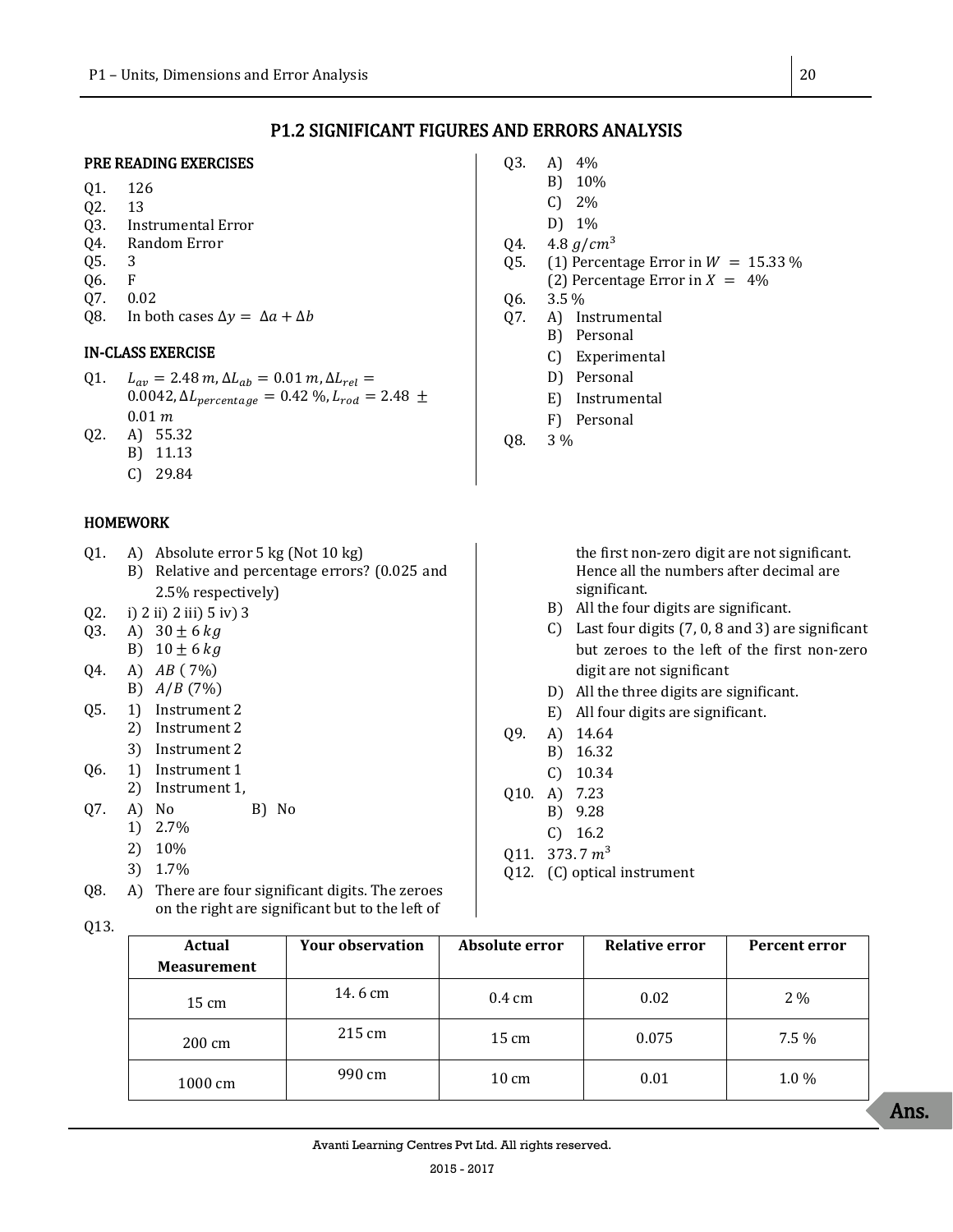# P1.2 SIGNIFICANT FIGURES AND ERRORS ANALYSIS

## PRE READING EXERCISES

Q1. 126

Q2. 13

Q3. Instrumental Error

Q4. Random Error

Q5. 3

Q6. F

Q7. 0.02

Q8. In both cases $\Delta y = \Delta a + \Delta b$

## IN-CLASS EXERCISE

Q1. $L_{av} = 2.48\, m, \Delta L_{ab} = 0.01\, m, \Delta L_{rel} = 0.0042, \Delta L_{percentage} = 0.42\ \%, L_{rod} = 2.48 \pm 0.01\, m$

Q2. A) 55.32
B) 11.13
C) 29.84

Q3. A) 4%
B) 10%
C) 2%
D) 1%

Q4. $4.8\ g/cm^3$

Q5. (1) Percentage Error in $W = 15.33\ \%$
(2) Percentage Error in $X = 4\%$

Q6. 3.5 %

Q7. A) Instrumental
B) Personal
C) Experimental
D) Personal
E) Instrumental
F) Personal

Q8. 3 %

## HOMEWORK

Q1. A) Absolute error 5 kg (Not 10 kg)
B) Relative and percentage errors? (0.025 and 2.5% respectively)

Q2. i) 2 ii) 2 iii) 5 iv) 3

Q3. A) $30 \pm 6\ kg$
B) $10 \pm 6\ kg$

Q4. A) $AB$ ( 7%)
B) $A/B$ (7%)

Q5. 1) Instrument 2
2) Instrument 2
3) Instrument 2

Q6. 1) Instrument 1
2) Instrument 1,

Q7. A) No B) No
1) 2.7%
2) 10%
3) 1.7%

Q8. A) There are four significant digits. The zeroes on the right are significant but to the left of the first non-zero digit are not significant. Hence all the numbers after decimal are significant.
B) All the four digits are significant.
C) Last four digits (7, 0, 8 and 3) are significant but zeroes to the left of the first non-zero digit are not significant
D) All the three digits are significant.
E) All four digits are significant.

Q9. A) 14.64
B) 16.32
C) 10.34

Q10. A) 7.23
B) 9.28
C) 16.2

Q11. $373.7\ m^3$

Q12. (C) optical instrument

Q13.

| Actual Measurement | Your observation | Absolute error | Relative error | Percent error |
|---|---|---|---|---|
| 15 cm | 14. 6 cm | 0.4 cm | 0.02 | 2 % |
| 200 cm | 215 cm | 15 cm | 0.075 | 7.5 % |
| 1000 cm | 990 cm | 10 cm | 0.01 | 1.0 % |

Ans.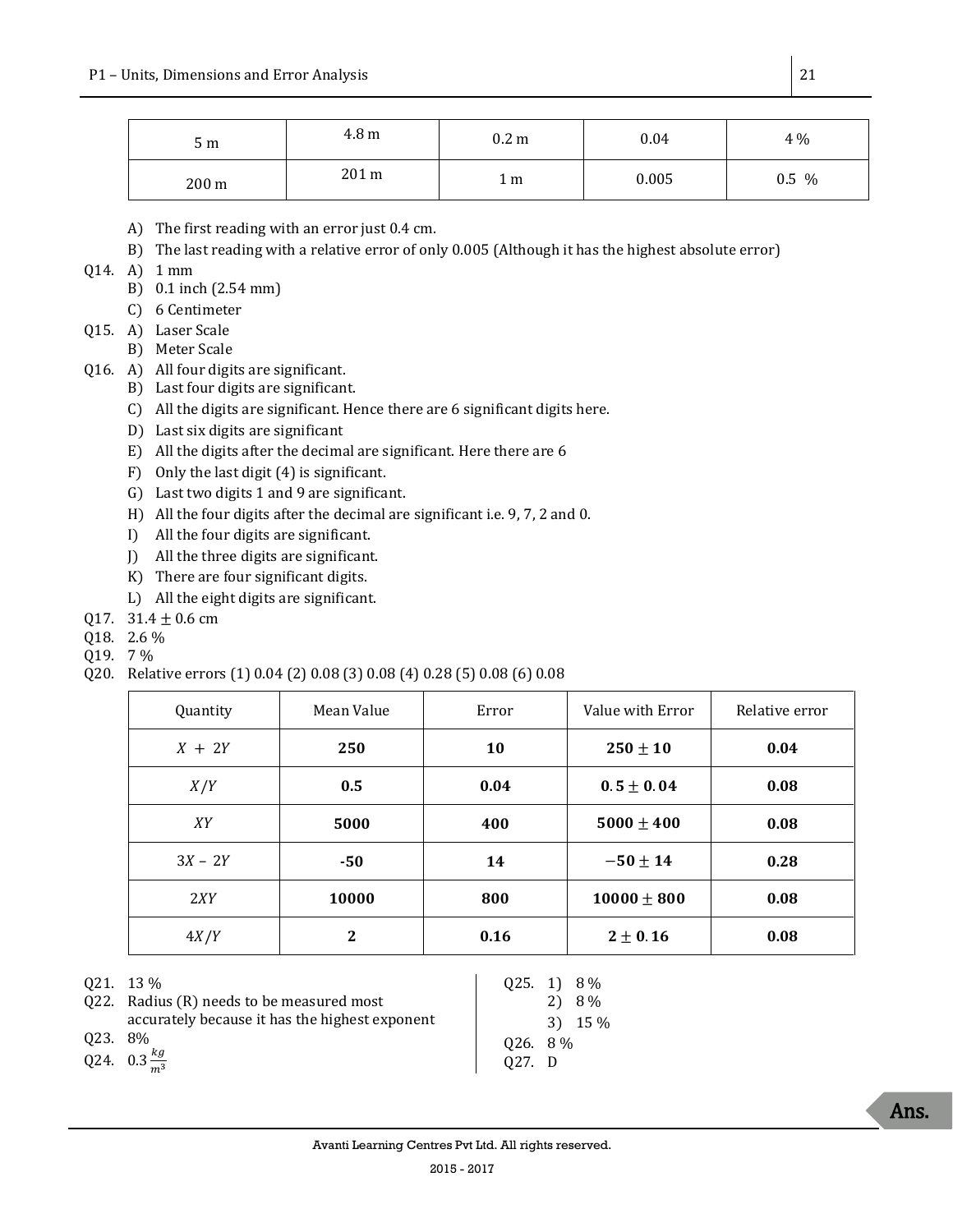| 5 m | 4.8 m | 0.2 m | 0.04 | 4 % |
|---|---|---|---|---|
| 200 m | 201 m | 1 m | 0.005 | 0.5 % |

A) The first reading with an error just 0.4 cm.

B) The last reading with a relative error of only 0.005 (Although it has the highest absolute error)

Q14. A) 1 mm

B) 0.1 inch (2.54 mm)

C) 6 Centimeter

Q15. A) Laser Scale

B) Meter Scale

Q16. A) All four digits are significant.

B) Last four digits are significant.

C) All the digits are significant. Hence there are 6 significant digits here.

D) Last six digits are significant

E) All the digits after the decimal are significant. Here there are 6

F) Only the last digit (4) is significant.

G) Last two digits 1 and 9 are significant.

H) All the four digits after the decimal are significant i.e. 9, 7, 2 and 0.

I) All the four digits are significant.

J) All the three digits are significant.

K) There are four significant digits.

L) All the eight digits are significant.

Q17. $31.4 \pm 0.6$ cm

Q18. 2.6 %

Q19. 7 %

Q20. Relative errors (1) 0.04 (2) 0.08 (3) 0.08 (4) 0.28 (5) 0.08 (6) 0.08

| Quantity | Mean Value | Error | Value with Error | Relative error |
|---|---|---|---|---|
| $X + 2Y$ | **250** | **10** | $\mathbf{250 \pm 10}$ | **0.04** |
| $X/Y$ | **0.5** | **0.04** | $\mathbf{0.5 \pm 0.04}$ | **0.08** |
| $XY$ | **5000** | **400** | $\mathbf{5000 \pm 400}$ | **0.08** |
| $3X - 2Y$ | **-50** | **14** | $\mathbf{-50 \pm 14}$ | **0.28** |
| $2XY$ | **10000** | **800** | $\mathbf{10000 \pm 800}$ | **0.08** |
| $4X/Y$ | **2** | **0.16** | $\mathbf{2 \pm 0.16}$ | **0.08** |

Q21. 13 %

Q22. Radius (R) needs to be measured most accurately because it has the highest exponent

Q23. 8%

Q24. $0.3 \frac{kg}{m^3}$

Q25. 1) 8 %

2) 8 %

3) 15 %

Q26. 8 %

Q27. D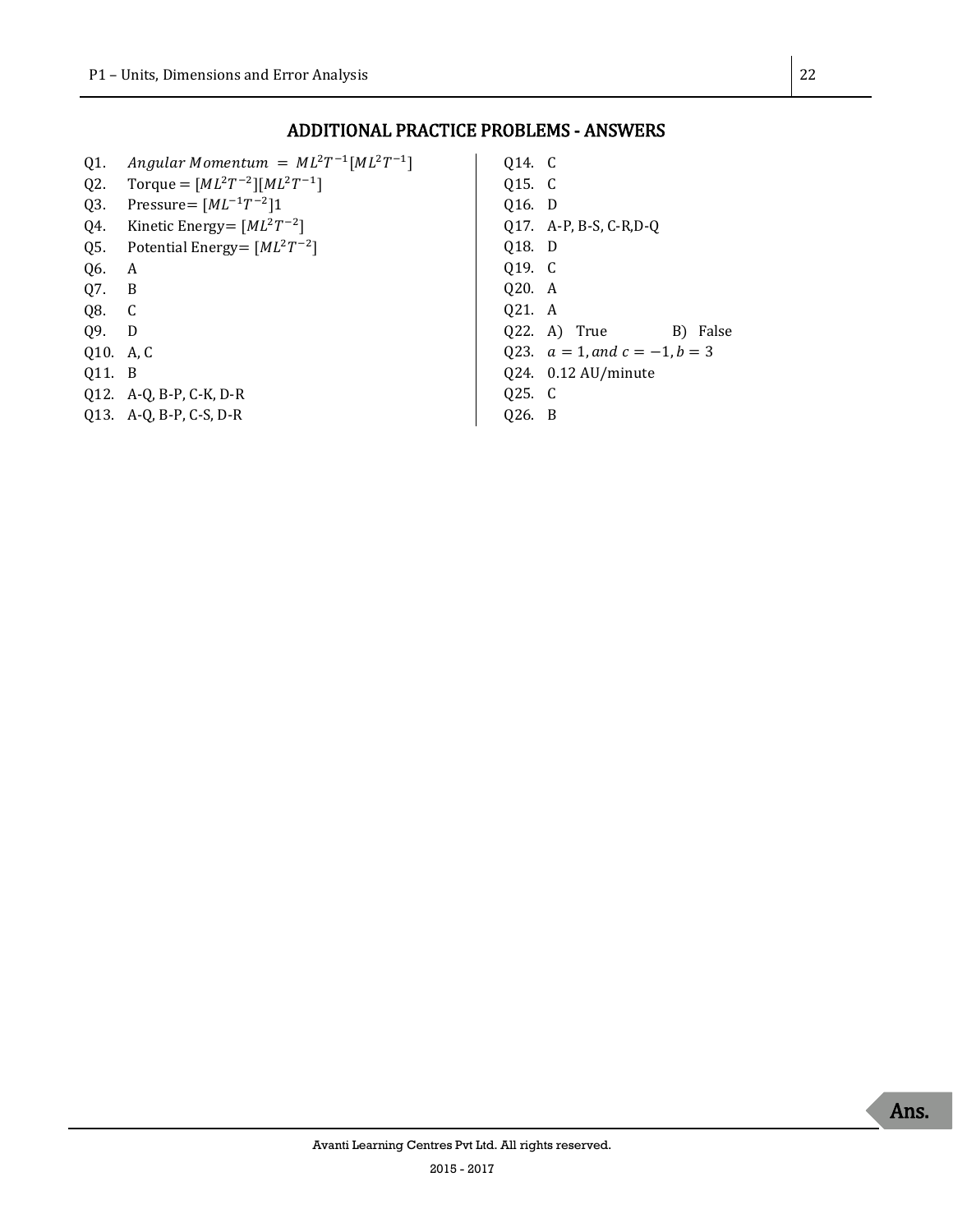## ADDITIONAL PRACTICE PROBLEMS - ANSWERS

Q1. $Angular\ Momentum\ =\ ML^2T^{-1}[ML^2T^{-1}]$

Q2. Torque = $[ML^2T^{-2}][ML^2T^{-1}]$

Q3. Pressure= $[ML^{-1}T^{-2}]1$

Q4. Kinetic Energy= $[ML^2T^{-2}]$

Q5. Potential Energy= $[ML^2T^{-2}]$

Q6. A

Q7. B

Q8. C

Q9. D

Q10. A, C

Q11. B

Q12. A-Q, B-P, C-K, D-R

Q13. A-Q, B-P, C-S, D-R

Q14. C

Q15. C

Q16. D

Q17. A-P, B-S, C-R,D-Q

Q18. D

Q19. C

Q20. A

Q21. A

Q22. A) True B) False

Q23. $a = 1, and\ c = -1, b = 3$

Q24. 0.12 AU/minute

Q25. C

Q26. B

Ans.